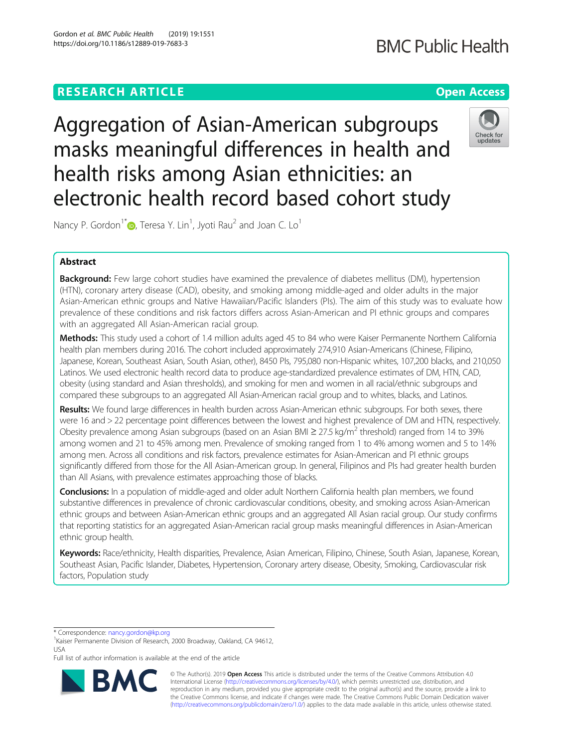RESEARCH ARTICLE

Open Access

# Aggregation of Asian-American subgroups masks meaningful differences in health and health risks among Asian ethnicities: an electronic health record based cohort study

Nancy P. Gordon[1*], Teresa Y. Lin[1], Jyoti Rau[2] and Joan C. Lo[1]

## Abstract

**Background:** Few large cohort studies have examined the prevalence of diabetes mellitus (DM), hypertension (HTN), coronary artery disease (CAD), obesity, and smoking among middle-aged and older adults in the major Asian-American ethnic groups and Native Hawaiian/Pacific Islanders (PIs). The aim of this study was to evaluate how prevalence of these conditions and risk factors differs across Asian-American and PI ethnic groups and compares with an aggregated All Asian-American racial group.

**Methods:** This study used a cohort of 1.4 million adults aged 45 to 84 who were Kaiser Permanente Northern California health plan members during 2016. The cohort included approximately 274,910 Asian-Americans (Chinese, Filipino, Japanese, Korean, Southeast Asian, South Asian, other), 8450 PIs, 795,080 non-Hispanic whites, 107,200 blacks, and 210,050 Latinos. We used electronic health record data to produce age-standardized prevalence estimates of DM, HTN, CAD, obesity (using standard and Asian thresholds), and smoking for men and women in all racial/ethnic subgroups and compared these subgroups to an aggregated All Asian-American racial group and to whites, blacks, and Latinos.

**Results:** We found large differences in health burden across Asian-American ethnic subgroups. For both sexes, there were 16 and > 22 percentage point differences between the lowest and highest prevalence of DM and HTN, respectively. Obesity prevalence among Asian subgroups (based on an Asian BMI ≥ 27.5 kg/m$^2$ threshold) ranged from 14 to 39% among women and 21 to 45% among men. Prevalence of smoking ranged from 1 to 4% among women and 5 to 14% among men. Across all conditions and risk factors, prevalence estimates for Asian-American and PI ethnic groups significantly differed from those for the All Asian-American group. In general, Filipinos and PIs had greater health burden than All Asians, with prevalence estimates approaching those of blacks.

**Conclusions:** In a population of middle-aged and older adult Northern California health plan members, we found substantive differences in prevalence of chronic cardiovascular conditions, obesity, and smoking across Asian-American ethnic groups and between Asian-American ethnic groups and an aggregated All Asian racial group. Our study confirms that reporting statistics for an aggregated Asian-American racial group masks meaningful differences in Asian-American ethnic group health.

**Keywords:** Race/ethnicity, Health disparities, Prevalence, Asian American, Filipino, Chinese, South Asian, Japanese, Korean, Southeast Asian, Pacific Islander, Diabetes, Hypertension, Coronary artery disease, Obesity, Smoking, Cardiovascular risk factors, Population study

\* Correspondence: nancy.gordon@kp.org
[1]Kaiser Permanente Division of Research, 2000 Broadway, Oakland, CA 94612, USA
Full list of author information is available at the end of the article

© The Author(s). 2019 **Open Access** This article is distributed under the terms of the Creative Commons Attribution 4.0 International License (http://creativecommons.org/licenses/by/4.0/), which permits unrestricted use, distribution, and reproduction in any medium, provided you give appropriate credit to the original author(s) and the source, provide a link to the Creative Commons license, and indicate if changes were made. The Creative Commons Public Domain Dedication waiver (http://creativecommons.org/publicdomain/zero/1.0/) applies to the data made available in this article, unless otherwise stated.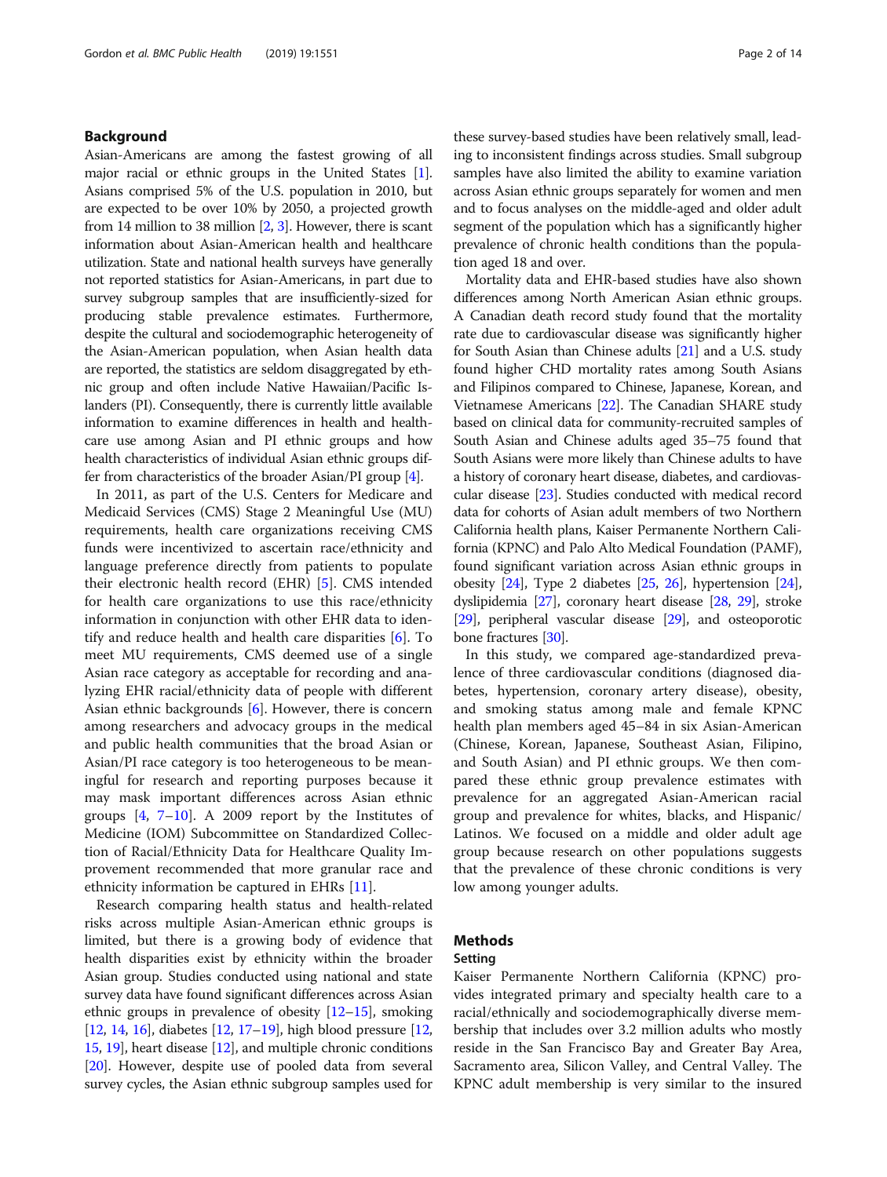## Background

Asian-Americans are among the fastest growing of all major racial or ethnic groups in the United States [1]. Asians comprised 5% of the U.S. population in 2010, but are expected to be over 10% by 2050, a projected growth from 14 million to 38 million [2, 3]. However, there is scant information about Asian-American health and healthcare utilization. State and national health surveys have generally not reported statistics for Asian-Americans, in part due to survey subgroup samples that are insufficiently-sized for producing stable prevalence estimates. Furthermore, despite the cultural and sociodemographic heterogeneity of the Asian-American population, when Asian health data are reported, the statistics are seldom disaggregated by ethnic group and often include Native Hawaiian/Pacific Islanders (PI). Consequently, there is currently little available information to examine differences in health and healthcare use among Asian and PI ethnic groups and how health characteristics of individual Asian ethnic groups differ from characteristics of the broader Asian/PI group [4].

In 2011, as part of the U.S. Centers for Medicare and Medicaid Services (CMS) Stage 2 Meaningful Use (MU) requirements, health care organizations receiving CMS funds were incentivized to ascertain race/ethnicity and language preference directly from patients to populate their electronic health record (EHR) [5]. CMS intended for health care organizations to use this race/ethnicity information in conjunction with other EHR data to identify and reduce health and health care disparities [6]. To meet MU requirements, CMS deemed use of a single Asian race category as acceptable for recording and analyzing EHR racial/ethnicity data of people with different Asian ethnic backgrounds [6]. However, there is concern among researchers and advocacy groups in the medical and public health communities that the broad Asian or Asian/PI race category is too heterogeneous to be meaningful for research and reporting purposes because it may mask important differences across Asian ethnic groups [4, 7–10]. A 2009 report by the Institutes of Medicine (IOM) Subcommittee on Standardized Collection of Racial/Ethnicity Data for Healthcare Quality Improvement recommended that more granular race and ethnicity information be captured in EHRs [11].

Research comparing health status and health-related risks across multiple Asian-American ethnic groups is limited, but there is a growing body of evidence that health disparities exist by ethnicity within the broader Asian group. Studies conducted using national and state survey data have found significant differences across Asian ethnic groups in prevalence of obesity [12–15], smoking [12, 14, 16], diabetes [12, 17–19], high blood pressure [12, 15, 19], heart disease [12], and multiple chronic conditions [20]. However, despite use of pooled data from several survey cycles, the Asian ethnic subgroup samples used for these survey-based studies have been relatively small, leading to inconsistent findings across studies. Small subgroup samples have also limited the ability to examine variation across Asian ethnic groups separately for women and men and to focus analyses on the middle-aged and older adult segment of the population which has a significantly higher prevalence of chronic health conditions than the population aged 18 and over.

Mortality data and EHR-based studies have also shown differences among North American Asian ethnic groups. A Canadian death record study found that the mortality rate due to cardiovascular disease was significantly higher for South Asian than Chinese adults [21] and a U.S. study found higher CHD mortality rates among South Asians and Filipinos compared to Chinese, Japanese, Korean, and Vietnamese Americans [22]. The Canadian SHARE study based on clinical data for community-recruited samples of South Asian and Chinese adults aged 35–75 found that South Asians were more likely than Chinese adults to have a history of coronary heart disease, diabetes, and cardiovascular disease [23]. Studies conducted with medical record data for cohorts of Asian adult members of two Northern California health plans, Kaiser Permanente Northern California (KPNC) and Palo Alto Medical Foundation (PAMF), found significant variation across Asian ethnic groups in obesity [24], Type 2 diabetes [25, 26], hypertension [24], dyslipidemia [27], coronary heart disease [28, 29], stroke [29], peripheral vascular disease [29], and osteoporotic bone fractures [30].

In this study, we compared age-standardized prevalence of three cardiovascular conditions (diagnosed diabetes, hypertension, coronary artery disease), obesity, and smoking status among male and female KPNC health plan members aged 45–84 in six Asian-American (Chinese, Korean, Japanese, Southeast Asian, Filipino, and South Asian) and PI ethnic groups. We then compared these ethnic group prevalence estimates with prevalence for an aggregated Asian-American racial group and prevalence for whites, blacks, and Hispanic/Latinos. We focused on a middle and older adult age group because research on other populations suggests that the prevalence of these chronic conditions is very low among younger adults.

## Methods

### Setting

Kaiser Permanente Northern California (KPNC) provides integrated primary and specialty health care to a racial/ethnically and sociodemographically diverse membership that includes over 3.2 million adults who mostly reside in the San Francisco Bay and Greater Bay Area, Sacramento area, Silicon Valley, and Central Valley. The KPNC adult membership is very similar to the insured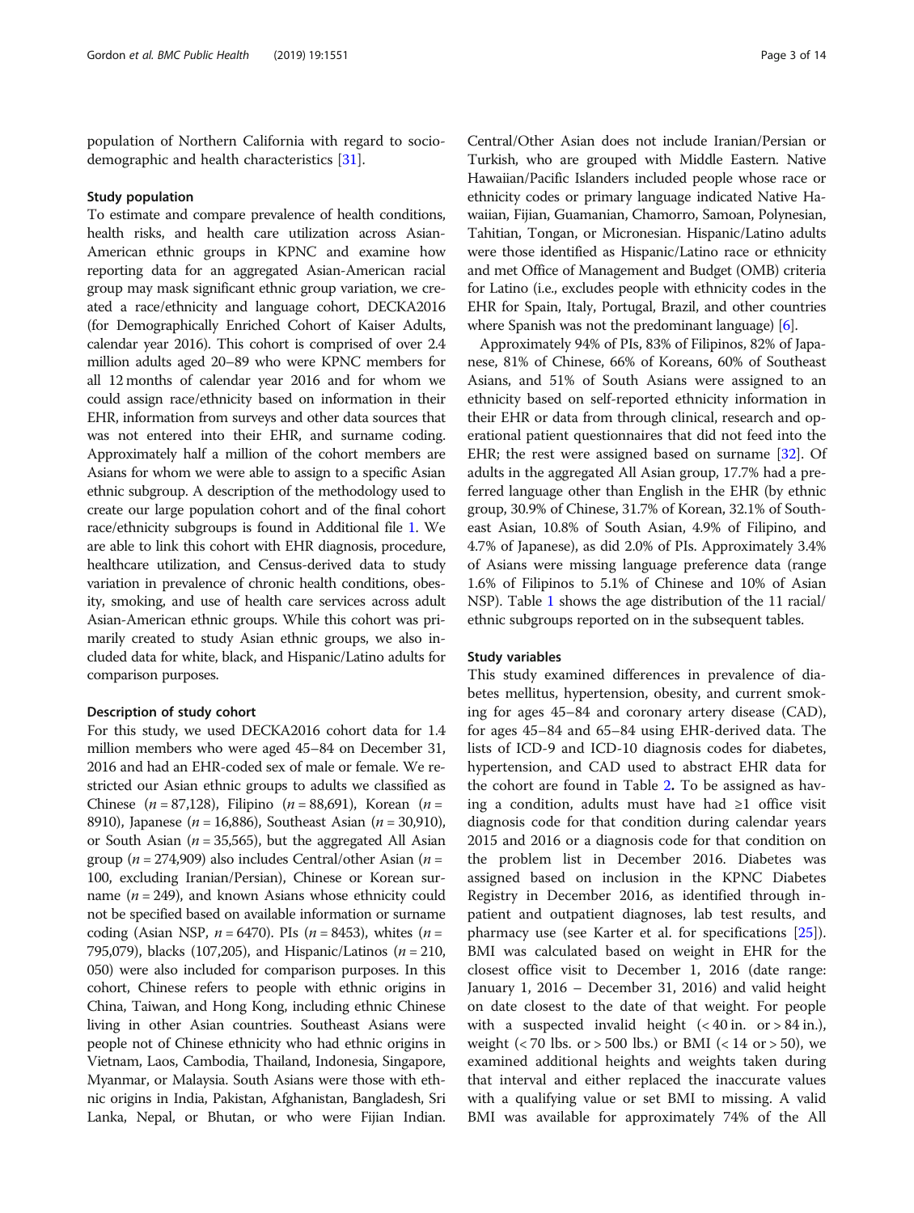population of Northern California with regard to sociodemographic and health characteristics [31].

### Study population

To estimate and compare prevalence of health conditions, health risks, and health care utilization across Asian-American ethnic groups in KPNC and examine how reporting data for an aggregated Asian-American racial group may mask significant ethnic group variation, we created a race/ethnicity and language cohort, DECKA2016 (for Demographically Enriched Cohort of Kaiser Adults, calendar year 2016). This cohort is comprised of over 2.4 million adults aged 20–89 who were KPNC members for all 12 months of calendar year 2016 and for whom we could assign race/ethnicity based on information in their EHR, information from surveys and other data sources that was not entered into their EHR, and surname coding. Approximately half a million of the cohort members are Asians for whom we were able to assign to a specific Asian ethnic subgroup. A description of the methodology used to create our large population cohort and of the final cohort race/ethnicity subgroups is found in Additional file 1. We are able to link this cohort with EHR diagnosis, procedure, healthcare utilization, and Census-derived data to study variation in prevalence of chronic health conditions, obesity, smoking, and use of health care services across adult Asian-American ethnic groups. While this cohort was primarily created to study Asian ethnic groups, we also included data for white, black, and Hispanic/Latino adults for comparison purposes.

### Description of study cohort

For this study, we used DECKA2016 cohort data for 1.4 million members who were aged 45–84 on December 31, 2016 and had an EHR-coded sex of male or female. We restricted our Asian ethnic groups to adults we classified as Chinese ($n$ = 87,128), Filipino ($n$ = 88,691), Korean ($n$ = 8910), Japanese ($n$ = 16,886), Southeast Asian ($n$ = 30,910), or South Asian ($n$ = 35,565), but the aggregated All Asian group ($n$ = 274,909) also includes Central/other Asian ($n$ = 100, excluding Iranian/Persian), Chinese or Korean surname ($n$ = 249), and known Asians whose ethnicity could not be specified based on available information or surname coding (Asian NSP, $n$ = 6470). PIs ($n$ = 8453), whites ($n$ = 795,079), blacks (107,205), and Hispanic/Latinos ($n$ = 210, 050) were also included for comparison purposes. In this cohort, Chinese refers to people with ethnic origins in China, Taiwan, and Hong Kong, including ethnic Chinese living in other Asian countries. Southeast Asians were people not of Chinese ethnicity who had ethnic origins in Vietnam, Laos, Cambodia, Thailand, Indonesia, Singapore, Myanmar, or Malaysia. South Asians were those with ethnic origins in India, Pakistan, Afghanistan, Bangladesh, Sri Lanka, Nepal, or Bhutan, or who were Fijian Indian. Central/Other Asian does not include Iranian/Persian or Turkish, who are grouped with Middle Eastern. Native Hawaiian/Pacific Islanders included people whose race or ethnicity codes or primary language indicated Native Hawaiian, Fijian, Guamanian, Chamorro, Samoan, Polynesian, Tahitian, Tongan, or Micronesian. Hispanic/Latino adults were those identified as Hispanic/Latino race or ethnicity and met Office of Management and Budget (OMB) criteria for Latino (i.e., excludes people with ethnicity codes in the EHR for Spain, Italy, Portugal, Brazil, and other countries where Spanish was not the predominant language) [6].

Approximately 94% of PIs, 83% of Filipinos, 82% of Japanese, 81% of Chinese, 66% of Koreans, 60% of Southeast Asians, and 51% of South Asians were assigned to an ethnicity based on self-reported ethnicity information in their EHR or data from through clinical, research and operational patient questionnaires that did not feed into the EHR; the rest were assigned based on surname [32]. Of adults in the aggregated All Asian group, 17.7% had a preferred language other than English in the EHR (by ethnic group, 30.9% of Chinese, 31.7% of Korean, 32.1% of Southeast Asian, 10.8% of South Asian, 4.9% of Filipino, and 4.7% of Japanese), as did 2.0% of PIs. Approximately 3.4% of Asians were missing language preference data (range 1.6% of Filipinos to 5.1% of Chinese and 10% of Asian NSP). Table 1 shows the age distribution of the 11 racial/ethnic subgroups reported on in the subsequent tables.

### Study variables

This study examined differences in prevalence of diabetes mellitus, hypertension, obesity, and current smoking for ages 45–84 and coronary artery disease (CAD), for ages 45–84 and 65–84 using EHR-derived data. The lists of ICD-9 and ICD-10 diagnosis codes for diabetes, hypertension, and CAD used to abstract EHR data for the cohort are found in Table 2. To be assigned as having a condition, adults must have had ≥1 office visit diagnosis code for that condition during calendar years 2015 and 2016 or a diagnosis code for that condition on the problem list in December 2016. Diabetes was assigned based on inclusion in the KPNC Diabetes Registry in December 2016, as identified through inpatient and outpatient diagnoses, lab test results, and pharmacy use (see Karter et al. for specifications [25]). BMI was calculated based on weight in EHR for the closest office visit to December 1, 2016 (date range: January 1, 2016 – December 31, 2016) and valid height on date closest to the date of that weight. For people with a suspected invalid height (< 40 in. or > 84 in.), weight (< 70 lbs. or > 500 lbs.) or BMI (< 14 or > 50), we examined additional heights and weights taken during that interval and either replaced the inaccurate values with a qualifying value or set BMI to missing. A valid BMI was available for approximately 74% of the All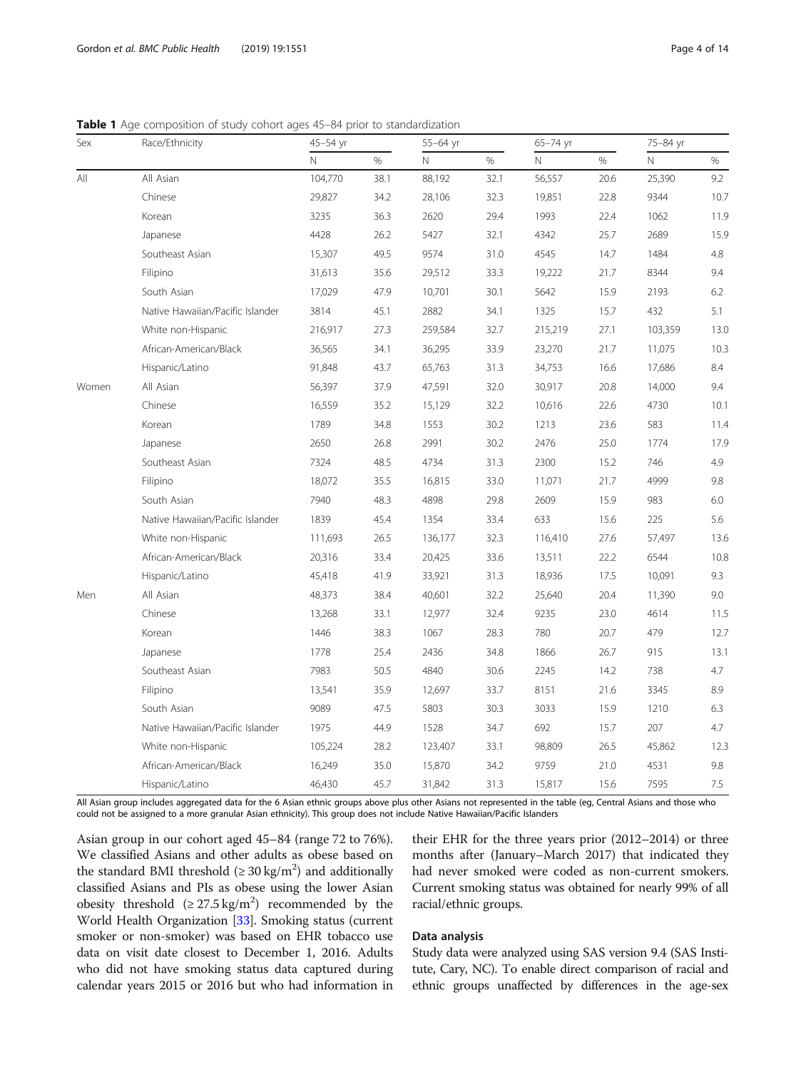**Table 1** Age composition of study cohort ages 45–84 prior to standardization

| Sex | Race/Ethnicity | 45–54 yr | | 55–64 yr | | 65–74 yr | | 75–84 yr | |
|---|---|---|---|---|---|---|---|---|---|
| | | N | % | N | % | N | % | N | % |
| All | All Asian | 104,770 | 38.1 | 88,192 | 32.1 | 56,557 | 20.6 | 25,390 | 9.2 |
| | Chinese | 29,827 | 34.2 | 28,106 | 32.3 | 19,851 | 22.8 | 9344 | 10.7 |
| | Korean | 3235 | 36.3 | 2620 | 29.4 | 1993 | 22.4 | 1062 | 11.9 |
| | Japanese | 4428 | 26.2 | 5427 | 32.1 | 4342 | 25.7 | 2689 | 15.9 |
| | Southeast Asian | 15,307 | 49.5 | 9574 | 31.0 | 4545 | 14.7 | 1484 | 4.8 |
| | Filipino | 31,613 | 35.6 | 29,512 | 33.3 | 19,222 | 21.7 | 8344 | 9.4 |
| | South Asian | 17,029 | 47.9 | 10,701 | 30.1 | 5642 | 15.9 | 2193 | 6.2 |
| | Native Hawaiian/Pacific Islander | 3814 | 45.1 | 2882 | 34.1 | 1325 | 15.7 | 432 | 5.1 |
| | White non-Hispanic | 216,917 | 27.3 | 259,584 | 32.7 | 215,219 | 27.1 | 103,359 | 13.0 |
| | African-American/Black | 36,565 | 34.1 | 36,295 | 33.9 | 23,270 | 21.7 | 11,075 | 10.3 |
| | Hispanic/Latino | 91,848 | 43.7 | 65,763 | 31.3 | 34,753 | 16.6 | 17,686 | 8.4 |
| Women | All Asian | 56,397 | 37.9 | 47,591 | 32.0 | 30,917 | 20.8 | 14,000 | 9.4 |
| | Chinese | 16,559 | 35.2 | 15,129 | 32.2 | 10,616 | 22.6 | 4730 | 10.1 |
| | Korean | 1789 | 34.8 | 1553 | 30.2 | 1213 | 23.6 | 583 | 11.4 |
| | Japanese | 2650 | 26.8 | 2991 | 30.2 | 2476 | 25.0 | 1774 | 17.9 |
| | Southeast Asian | 7324 | 48.5 | 4734 | 31.3 | 2300 | 15.2 | 746 | 4.9 |
| | Filipino | 18,072 | 35.5 | 16,815 | 33.0 | 11,071 | 21.7 | 4999 | 9.8 |
| | South Asian | 7940 | 48.3 | 4898 | 29.8 | 2609 | 15.9 | 983 | 6.0 |
| | Native Hawaiian/Pacific Islander | 1839 | 45.4 | 1354 | 33.4 | 633 | 15.6 | 225 | 5.6 |
| | White non-Hispanic | 111,693 | 26.5 | 136,177 | 32.3 | 116,410 | 27.6 | 57,497 | 13.6 |
| | African-American/Black | 20,316 | 33.4 | 20,425 | 33.6 | 13,511 | 22.2 | 6544 | 10.8 |
| | Hispanic/Latino | 45,418 | 41.9 | 33,921 | 31.3 | 18,936 | 17.5 | 10,091 | 9.3 |
| Men | All Asian | 48,373 | 38.4 | 40,601 | 32.2 | 25,640 | 20.4 | 11,390 | 9.0 |
| | Chinese | 13,268 | 33.1 | 12,977 | 32.4 | 9235 | 23.0 | 4614 | 11.5 |
| | Korean | 1446 | 38.3 | 1067 | 28.3 | 780 | 20.7 | 479 | 12.7 |
| | Japanese | 1778 | 25.4 | 2436 | 34.8 | 1866 | 26.7 | 915 | 13.1 |
| | Southeast Asian | 7983 | 50.5 | 4840 | 30.6 | 2245 | 14.2 | 738 | 4.7 |
| | Filipino | 13,541 | 35.9 | 12,697 | 33.7 | 8151 | 21.6 | 3345 | 8.9 |
| | South Asian | 9089 | 47.5 | 5803 | 30.3 | 3033 | 15.9 | 1210 | 6.3 |
| | Native Hawaiian/Pacific Islander | 1975 | 44.9 | 1528 | 34.7 | 692 | 15.7 | 207 | 4.7 |
| | White non-Hispanic | 105,224 | 28.2 | 123,407 | 33.1 | 98,809 | 26.5 | 45,862 | 12.3 |
| | African-American/Black | 16,249 | 35.0 | 15,870 | 34.2 | 9759 | 21.0 | 4531 | 9.8 |
| | Hispanic/Latino | 46,430 | 45.7 | 31,842 | 31.3 | 15,817 | 15.6 | 7595 | 7.5 |

All Asian group includes aggregated data for the 6 Asian ethnic groups above plus other Asians not represented in the table (eg, Central Asians and those who could not be assigned to a more granular Asian ethnicity). This group does not include Native Hawaiian/Pacific Islanders

Asian group in our cohort aged 45–84 (range 72 to 76%). We classified Asians and other adults as obese based on the standard BMI threshold ($\geq 30\,\text{kg/m}^2$) and additionally classified Asians and PIs as obese using the lower Asian obesity threshold ($\geq 27.5\,\text{kg/m}^2$) recommended by the World Health Organization [33]. Smoking status (current smoker or non-smoker) was based on EHR tobacco use data on visit date closest to December 1, 2016. Adults who did not have smoking status data captured during calendar years 2015 or 2016 but who had information in their EHR for the three years prior (2012–2014) or three months after (January–March 2017) that indicated they had never smoked were coded as non-current smokers. Current smoking status was obtained for nearly 99% of all racial/ethnic groups.

### Data analysis

Study data were analyzed using SAS version 9.4 (SAS Institute, Cary, NC). To enable direct comparison of racial and ethnic groups unaffected by differences in the age-sex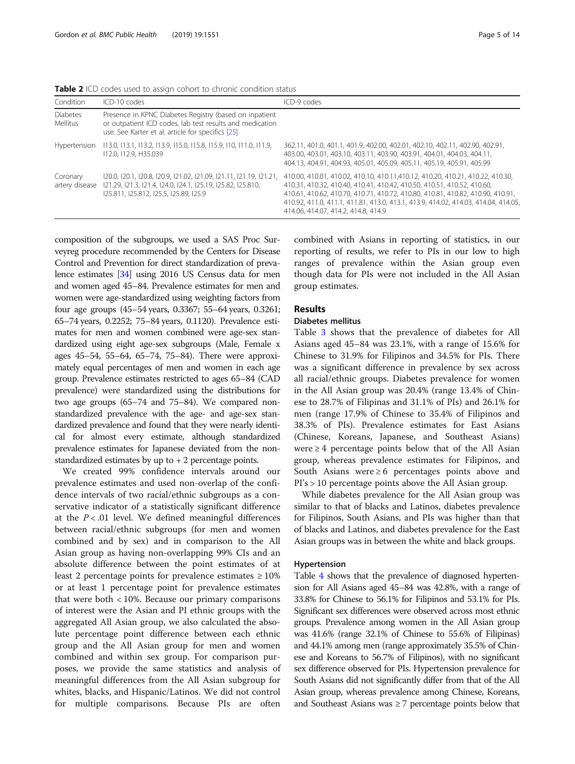**Table 2** ICD codes used to assign cohort to chronic condition status

| Condition | ICD-10 codes | ICD-9 codes |
|---|---|---|
| Diabetes Mellitus | Presence in KPNC Diabetes Registry (based on inpatient or outpatient ICD codes, lab test results and medication use. See Karter et al. article for specifics [25] | |
| Hypertension | I13.0, I13.1, I13.2, I13.9, I15.0, I15.8, I15.9, I10, I11.0, I11.9, I12.0, I12.9, H35.039 | 362.11, 401.0, 401.1, 401.9, 402.00, 402.01, 402.10, 402.11, 402.90, 402.91, 403.00, 403.01, 403.10, 403.11, 403.90, 403.91, 404.01, 404.03, 404.11, 404.13, 404.91, 404.93, 405.01, 405.09, 405.11, 405.19, 405.91, 405.99 |
| Coronary artery disease | I20.0, I20.1, I20.8, I20.9, I21.02, I21.09, I21.11, I21.19, I21.21, I21.29, I21.3, I21.4, I24.0, I24.1, I25.19, I25.82, I25.810, I25.811, I25.812, I25.5, I25.89, I25.9 | 410.00, 410.01, 410.02, 410.10, 410.11,410.12, 410.20, 410.21, 410.22, 410.30, 410.31, 410.32, 410.40, 410.41, 410.42, 410.50, 410.51, 410.52, 410.60, 410.61, 410.62, 410.70, 410.71, 410.72, 410.80, 410.81, 410.82, 410.90, 410.91, 410.92, 411.0, 411.1, 411.81, 413.0, 413.1, 413.9, 414.02, 414.03, 414.04, 414.05, 414.06, 414.07, 414.2, 414.8, 414.9 |

composition of the subgroups, we used a SAS Proc Surveyreg procedure recommended by the Centers for Disease Control and Prevention for direct standardization of prevalence estimates [34] using 2016 US Census data for men and women aged 45–84. Prevalence estimates for men and women were age-standardized using weighting factors from four age groups (45–54 years, 0.3367; 55–64 years, 0.3261; 65–74 years, 0.2252; 75–84 years, 0.1120). Prevalence estimates for men and women combined were age-sex standardized using eight age-sex subgroups (Male, Female x ages 45–54, 55–64, 65–74, 75–84). There were approximately equal percentages of men and women in each age group. Prevalence estimates restricted to ages 65–84 (CAD prevalence) were standardized using the distributions for two age groups (65–74 and 75–84). We compared non-standardized prevalence with the age- and age-sex standardized prevalence and found that they were nearly identical for almost every estimate, although standardized prevalence estimates for Japanese deviated from the non-standardized estimates by up to + 2 percentage points.

We created 99% confidence intervals around our prevalence estimates and used non-overlap of the confidence intervals of two racial/ethnic subgroups as a conservative indicator of a statistically significant difference at the $P < .01$ level. We defined meaningful differences between racial/ethnic subgroups (for men and women combined and by sex) and in comparison to the All Asian group as having non-overlapping 99% CIs and an absolute difference between the point estimates of at least 2 percentage points for prevalence estimates ≥ 10% or at least 1 percentage point for prevalence estimates that were both < 10%. Because our primary comparisons of interest were the Asian and PI ethnic groups with the aggregated All Asian group, we also calculated the absolute percentage point difference between each ethnic group and the All Asian group for men and women combined and within sex group. For comparison purposes, we provide the same statistics and analysis of meaningful differences from the All Asian subgroup for whites, blacks, and Hispanic/Latinos. We did not control for multiple comparisons. Because PIs are often combined with Asians in reporting of statistics, in our reporting of results, we refer to PIs in our low to high ranges of prevalence within the Asian group even though data for PIs were not included in the All Asian group estimates.

## Results

### Diabetes mellitus

Table 3 shows that the prevalence of diabetes for All Asians aged 45–84 was 23.1%, with a range of 15.6% for Chinese to 31.9% for Filipinos and 34.5% for PIs. There was a significant difference in prevalence by sex across all racial/ethnic groups. Diabetes prevalence for women in the All Asian group was 20.4% (range 13.4% of Chinese to 28.7% of Filipinas and 31.1% of PIs) and 26.1% for men (range 17.9% of Chinese to 35.4% of Filipinos and 38.3% of PIs). Prevalence estimates for East Asians (Chinese, Koreans, Japanese, and Southeast Asians) were ≥ 4 percentage points below that of the All Asian group, whereas prevalence estimates for Filipinos, and South Asians were ≥ 6 percentages points above and PI's > 10 percentage points above the All Asian group.

While diabetes prevalence for the All Asian group was similar to that of blacks and Latinos, diabetes prevalence for Filipinos, South Asians, and PIs was higher than that of blacks and Latinos, and diabetes prevalence for the East Asian groups was in between the white and black groups.

### Hypertension

Table 4 shows that the prevalence of diagnosed hypertension for All Asians aged 45–84 was 42.8%, with a range of 33.8% for Chinese to 56.1% for Filipinos and 53.1% for PIs. Significant sex differences were observed across most ethnic groups. Prevalence among women in the All Asian group was 41.6% (range 32.1% of Chinese to 55.6% of Filipinas) and 44.1% among men (range approximately 35.5% of Chinese and Koreans to 56.7% of Filipinos), with no significant sex difference observed for PIs. Hypertension prevalence for South Asians did not significantly differ from that of the All Asian group, whereas prevalence among Chinese, Koreans, and Southeast Asians was ≥ 7 percentage points below that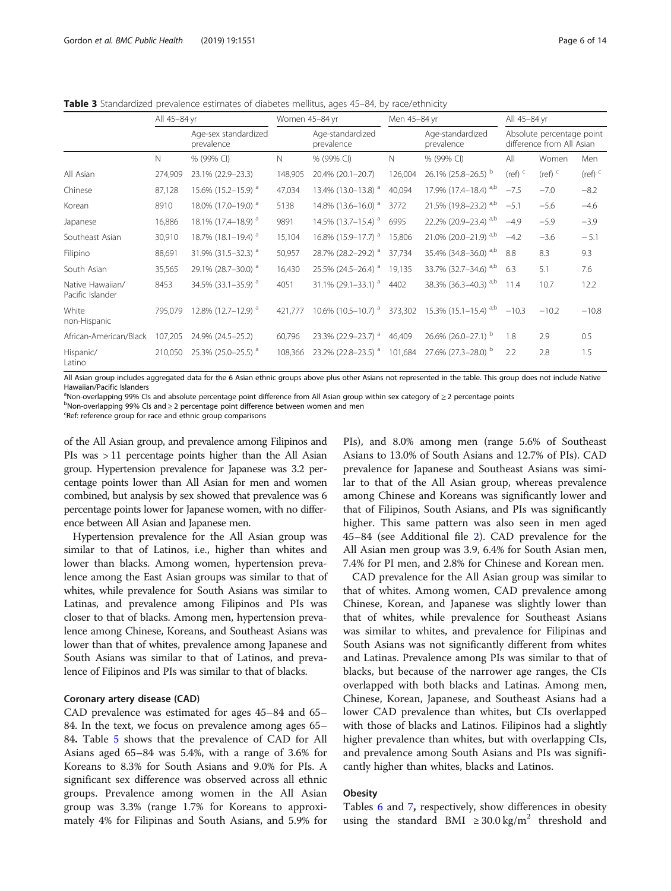**Table 3** Standardized prevalence estimates of diabetes mellitus, ages 45–84, by race/ethnicity

| | All 45–84 yr | | Women 45–84 yr | | Men 45–84 yr | | All 45–84 yr | | |
|---|---|---|---|---|---|---|---|---|---|
| | | Age-sex standardized prevalence | | Age-standardized prevalence | | Age-standardized prevalence | Absolute percentage point difference from All Asian | | |
| | N | % (99% CI) | N | % (99% CI) | N | % (99% CI) | All | Women | Men |
| All Asian | 274,909 | 23.1% (22.9–23.3) | 148,905 | 20.4% (20.1–20.7) | 126,004 | 26.1% (25.8–26.5) [b] | (ref) [c] | (ref) [c] | (ref) [c] |
| Chinese | 87,128 | 15.6% (15.2–15.9) [a] | 47,034 | 13.4% (13.0–13.8) [a] | 40,094 | 17.9% (17.4–18.4) [a,b] | −7.5 | −7.0 | −8.2 |
| Korean | 8910 | 18.0% (17.0–19.0) [a] | 5138 | 14.8% (13.6–16.0) [a] | 3772 | 21.5% (19.8–23.2) [a,b] | −5.1 | −5.6 | −4.6 |
| Japanese | 16,886 | 18.1% (17.4–18.9) [a] | 9891 | 14.5% (13.7–15.4) [a] | 6995 | 22.2% (20.9–23.4) [a,b] | −4.9 | −5.9 | −3.9 |
| Southeast Asian | 30,910 | 18.7% (18.1–19.4) [a] | 15,104 | 16.8% (15.9–17.7) [a] | 15,806 | 21.0% (20.0–21.9) [a,b] | −4.2 | −3.6 | − 5.1 |
| Filipino | 88,691 | 31.9% (31.5–32.3) [a] | 50,957 | 28.7% (28.2–29.2) [a] | 37,734 | 35.4% (34.8–36.0) [a,b] | 8.8 | 8.3 | 9.3 |
| South Asian | 35,565 | 29.1% (28.7–30.0) [a] | 16,430 | 25.5% (24.5–26.4) [a] | 19,135 | 33.7% (32.7–34.6) [a,b] | 6.3 | 5.1 | 7.6 |
| Native Hawaiian/ Pacific Islander | 8453 | 34.5% (33.1–35.9) [a] | 4051 | 31.1% (29.1–33.1) [a] | 4402 | 38.3% (36.3–40.3) [a,b] | 11.4 | 10.7 | 12.2 |
| White non-Hispanic | 795,079 | 12.8% (12.7–12.9) [a] | 421,777 | 10.6% (10.5–10.7) [a] | 373,302 | 15.3% (15.1–15.4) [a,b] | −10.3 | −10.2 | −10.8 |
| African-American/Black | 107,205 | 24.9% (24.5–25.2) | 60,796 | 23.3% (22.9–23.7) [a] | 46,409 | 26.6% (26.0–27.1) [b] | 1.8 | 2.9 | 0.5 |
| Hispanic/ Latino | 210,050 | 25.3% (25.0–25.5) [a] | 108,366 | 23.2% (22.8–23.5) [a] | 101,684 | 27.6% (27.3–28.0) [b] | 2.2 | 2.8 | 1.5 |

All Asian group includes aggregated data for the 6 Asian ethnic groups above plus other Asians not represented in the table. This group does not include Native Hawaiian/Pacific Islanders

[a]Non-overlapping 99% CIs and absolute percentage point difference from All Asian group within sex category of ≥ 2 percentage points

[b]Non-overlapping 99% CIs and ≥ 2 percentage point difference between women and men

[c]Ref: reference group for race and ethnic group comparisons

of the All Asian group, and prevalence among Filipinos and PIs was > 11 percentage points higher than the All Asian group. Hypertension prevalence for Japanese was 3.2 percentage points lower than All Asian for men and women combined, but analysis by sex showed that prevalence was 6 percentage points lower for Japanese women, with no difference between All Asian and Japanese men.

Hypertension prevalence for the All Asian group was similar to that of Latinos, i.e., higher than whites and lower than blacks. Among women, hypertension prevalence among the East Asian groups was similar to that of whites, while prevalence for South Asians was similar to Latinas, and prevalence among Filipinos and PIs was closer to that of blacks. Among men, hypertension prevalence among Chinese, Koreans, and Southeast Asians was lower than that of whites, prevalence among Japanese and South Asians was similar to that of Latinos, and prevalence of Filipinos and PIs was similar to that of blacks.

#### Coronary artery disease (CAD)

CAD prevalence was estimated for ages 45–84 and 65–84. In the text, we focus on prevalence among ages 65–84**.** Table 5 shows that the prevalence of CAD for All Asians aged 65–84 was 5.4%, with a range of 3.6% for Koreans to 8.3% for South Asians and 9.0% for PIs. A significant sex difference was observed across all ethnic groups. Prevalence among women in the All Asian group was 3.3% (range 1.7% for Koreans to approximately 4% for Filipinas and South Asians, and 5.9% for PIs), and 8.0% among men (range 5.6% of Southeast Asians to 13.0% of South Asians and 12.7% of PIs). CAD prevalence for Japanese and Southeast Asians was similar to that of the All Asian group, whereas prevalence among Chinese and Koreans was significantly lower and that of Filipinos, South Asians, and PIs was significantly higher. This same pattern was also seen in men aged 45–84 (see Additional file 2). CAD prevalence for the All Asian men group was 3.9, 6.4% for South Asian men, 7.4% for PI men, and 2.8% for Chinese and Korean men.

CAD prevalence for the All Asian group was similar to that of whites. Among women, CAD prevalence among Chinese, Korean, and Japanese was slightly lower than that of whites, while prevalence for Southeast Asians was similar to whites, and prevalence for Filipinas and South Asians was not significantly different from whites and Latinas. Prevalence among PIs was similar to that of blacks, but because of the narrower age ranges, the CIs overlapped with both blacks and Latinas. Among men, Chinese, Korean, Japanese, and Southeast Asians had a lower CAD prevalence than whites, but CIs overlapped with those of blacks and Latinos. Filipinos had a slightly higher prevalence than whites, but with overlapping CIs, and prevalence among South Asians and PIs was significantly higher than whites, blacks and Latinos.

#### Obesity

Tables 6 and 7**,** respectively, show differences in obesity using the standard BMI $\geq 30.0\,\text{kg/m}^2$ threshold and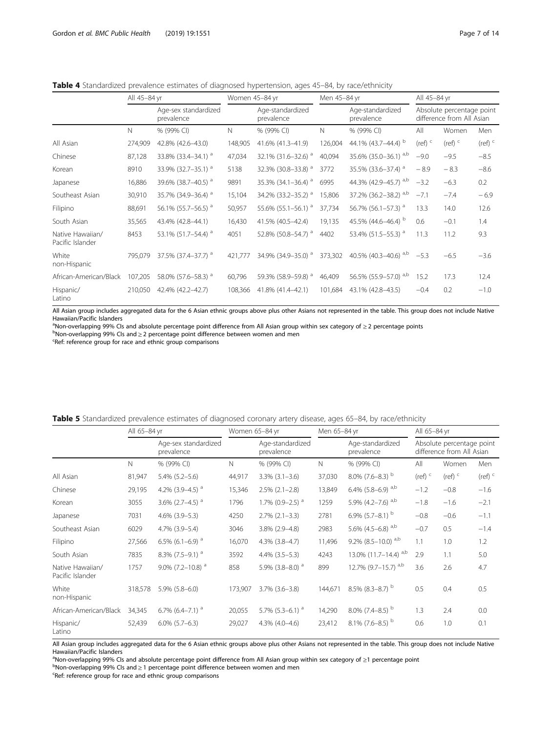**Table 4** Standardized prevalence estimates of diagnosed hypertension, ages 45–84, by race/ethnicity

| | All 45–84 yr | | Women 45–84 yr | | Men 45–84 yr | | All 45–84 yr | | |
|---|---|---|---|---|---|---|---|---|---|
| | | Age-sex standardized prevalence | | Age-standardized prevalence | | Age-standardized prevalence | Absolute percentage point difference from All Asian | | |
| | N | % (99% CI) | N | % (99% CI) | N | % (99% CI) | All | Women | Men |
| All Asian | 274,909 | 42.8% (42.6–43.0) | 148,905 | 41.6% (41.3–41.9) | 126,004 | 44.1% (43.7–44.4) [b] | (ref) [c] | (ref) [c] | (ref) [c] |
| Chinese | 87,128 | 33.8% (33.4–34.1) [a] | 47,034 | 32.1% (31.6–32.6) [a] | 40,094 | 35.6% (35.0–36.1) [a,b] | −9.0 | −9.5 | −8.5 |
| Korean | 8910 | 33.9% (32.7–35.1) [a] | 5138 | 32.3% (30.8–33.8) [a] | 3772 | 35.5% (33.6–37.4) [a] | − 8.9 | − 8.3 | −8.6 |
| Japanese | 16,886 | 39.6% (38.7–40.5) [a] | 9891 | 35.3% (34.1–36.4) [a] | 6995 | 44.3% (42.9–45.7) [a,b] | −3.2 | −6.3 | 0.2 |
| Southeast Asian | 30,910 | 35.7% (34.9–36.4) [a] | 15,104 | 34.2% (33.2–35.2) [a] | 15,806 | 37.2% (36.2–38.2) [a,b] | −7.1 | −7.4 | − 6.9 |
| Filipino | 88,691 | 56.1% (55.7–56.5) [a] | 50,957 | 55.6% (55.1–56.1) [a] | 37,734 | 56.7% (56.1–57.3) [a] | 13.3 | 14.0 | 12.6 |
| South Asian | 35,565 | 43.4% (42.8–44.1) | 16,430 | 41.5% (40.5–42.4) | 19,135 | 45.5% (44.6–46.4) [b] | 0.6 | −0.1 | 1.4 |
| Native Hawaiian/ Pacific Islander | 8453 | 53.1% (51.7–54.4) [a] | 4051 | 52.8% (50.8–54.7) [a] | 4402 | 53.4% (51.5–55.3) [a] | 11.3 | 11.2 | 9.3 |
| White non-Hispanic | 795,079 | 37.5% (37.4–37.7) [a] | 421,777 | 34.9% (34.9–35.0) [a] | 373,302 | 40.5% (40.3–40.6) [a,b] | −5.3 | −6.5 | −3.6 |
| African-American/Black | 107,205 | 58.0% (57.6–58.3) [a] | 60,796 | 59.3% (58.9–59.8) [a] | 46,409 | 56.5% (55.9–57.0) [a,b] | 15.2 | 17.3 | 12.4 |
| Hispanic/ Latino | 210,050 | 42.4% (42.2–42.7) | 108,366 | 41.8% (41.4–42.1) | 101,684 | 43.1% (42.8–43.5) | −0.4 | 0.2 | −1.0 |

All Asian group includes aggregated data for the 6 Asian ethnic groups above plus other Asians not represented in the table. This group does not include Native Hawaiian/Pacific Islanders

[a]Non-overlapping 99% CIs and absolute percentage point difference from All Asian group within sex category of ≥ 2 percentage points

[b]Non-overlapping 99% CIs and ≥ 2 percentage point difference between women and men

[c]Ref: reference group for race and ethnic group comparisons

**Table 5** Standardized prevalence estimates of diagnosed coronary artery disease, ages 65–84, by race/ethnicity

| | All 65–84 yr | | Women 65–84 yr | | Men 65–84 yr | | All 65–84 yr | | |
|---|---|---|---|---|---|---|---|---|---|
| | | Age-sex standardized prevalence | | Age-standardized prevalence | | Age-standardized prevalence | Absolute percentage point difference from All Asian | | |
| | N | % (99% CI) | N | % (99% CI) | N | % (99% CI) | All | Women | Men |
| All Asian | 81,947 | 5.4% (5.2–5.6) | 44,917 | 3.3% (3.1–3.6) | 37,030 | 8.0% (7.6–8.3) [b] | (ref) [c] | (ref) [c] | (ref) [c] |
| Chinese | 29,195 | 4.2% (3.9–4.5) [a] | 15,346 | 2.5% (2.1–2.8) | 13,849 | 6.4% (5.8–6.9) [a,b] | −1.2 | −0.8 | −1.6 |
| Korean | 3055 | 3.6% (2.7–4.5) [a] | 1796 | 1.7% (0.9–2.5) [a] | 1259 | 5.9% (4.2–7.6) [a,b] | −1.8 | −1.6 | −2.1 |
| Japanese | 7031 | 4.6% (3.9–5.3) | 4250 | 2.7% (2.1–3.3) | 2781 | 6.9% (5.7–8.1) [b] | −0.8 | −0.6 | −1.1 |
| Southeast Asian | 6029 | 4.7% (3.9–5.4) | 3046 | 3.8% (2.9–4.8) | 2983 | 5.6% (4.5–6.8) [a,b] | −0.7 | 0.5 | −1.4 |
| Filipino | 27,566 | 6.5% (6.1–6.9) [a] | 16,070 | 4.3% (3.8–4.7) | 11,496 | 9.2% (8.5–10.0) [a,b] | 1.1 | 1.0 | 1.2 |
| South Asian | 7835 | 8.3% (7.5–9.1) [a] | 3592 | 4.4% (3.5–5.3) | 4243 | 13.0% (11.7–14.4) [a,b] | 2.9 | 1.1 | 5.0 |
| Native Hawaiian/ Pacific Islander | 1757 | 9.0% (7.2–10.8) [a] | 858 | 5.9% (3.8–8.0) [a] | 899 | 12.7% (9.7–15.7) [a,b] | 3.6 | 2.6 | 4.7 |
| White non-Hispanic | 318,578 | 5.9% (5.8–6.0) | 173,907 | 3.7% (3.6–3.8) | 144,671 | 8.5% (8.3–8.7) [b] | 0.5 | 0.4 | 0.5 |
| African-American/Black | 34,345 | 6.7% (6.4–7.1) [a] | 20,055 | 5.7% (5.3–6.1) [a] | 14,290 | 8.0% (7.4–8.5) [b] | 1.3 | 2.4 | 0.0 |
| Hispanic/ Latino | 52,439 | 6.0% (5.7–6.3) | 29,027 | 4.3% (4.0–4.6) | 23,412 | 8.1% (7.6–8.5) [b] | 0.6 | 1.0 | 0.1 |

All Asian group includes aggregated data for the 6 Asian ethnic groups above plus other Asians not represented in the table. This group does not include Native Hawaiian/Pacific Islanders

[a]Non-overlapping 99% CIs and absolute percentage point difference from All Asian group within sex category of ≥1 percentage point

[b]Non-overlapping 99% CIs and ≥ 1 percentage point difference between women and men

[c]Ref: reference group for race and ethnic group comparisons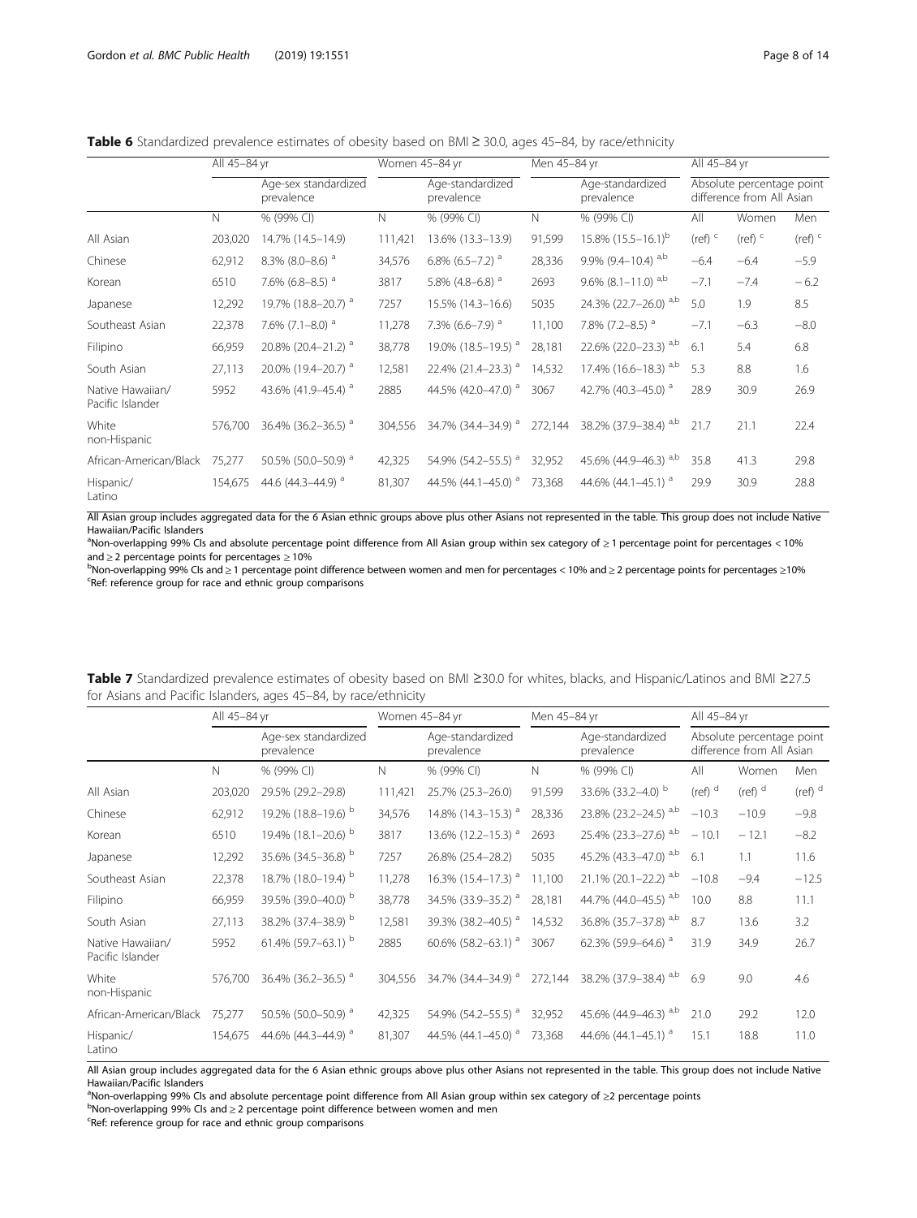**Table 6** Standardized prevalence estimates of obesity based on BMI ≥ 30.0, ages 45–84, by race/ethnicity

| | All 45–84 yr | | Women 45–84 yr | | Men 45–84 yr | | All 45–84 yr | | |
|---|---|---|---|---|---|---|---|---|---|
| | | Age-sex standardized prevalence | | Age-standardized prevalence | | Age-standardized prevalence | Absolute percentage point difference from All Asian | | |
| | N | % (99% CI) | N | % (99% CI) | N | % (99% CI) | All | Women | Men |
| All Asian | 203,020 | 14.7% (14.5–14.9) | 111,421 | 13.6% (13.3–13.9) | 91,599 | 15.8% (15.5–16.1)[b] | (ref) [c] | (ref) [c] | (ref) [c] |
| Chinese | 62,912 | 8.3% (8.0–8.6) [a] | 34,576 | 6.8% (6.5–7.2) [a] | 28,336 | 9.9% (9.4–10.4) [a,b] | −6.4 | −6.4 | −5.9 |
| Korean | 6510 | 7.6% (6.8–8.5) [a] | 3817 | 5.8% (4.8–6.8) [a] | 2693 | 9.6% (8.1–11.0) [a,b] | −7.1 | −7.4 | − 6.2 |
| Japanese | 12,292 | 19.7% (18.8–20.7) [a] | 7257 | 15.5% (14.3–16.6) | 5035 | 24.3% (22.7–26.0) [a,b] | 5.0 | 1.9 | 8.5 |
| Southeast Asian | 22,378 | 7.6% (7.1–8.0) [a] | 11,278 | 7.3% (6.6–7.9) [a] | 11,100 | 7.8% (7.2–8.5) [a] | −7.1 | −6.3 | −8.0 |
| Filipino | 66,959 | 20.8% (20.4–21.2) [a] | 38,778 | 19.0% (18.5–19.5) [a] | 28,181 | 22.6% (22.0–23.3) [a,b] | 6.1 | 5.4 | 6.8 |
| South Asian | 27,113 | 20.0% (19.4–20.7) [a] | 12,581 | 22.4% (21.4–23.3) [a] | 14,532 | 17.4% (16.6–18.3) [a,b] | 5.3 | 8.8 | 1.6 |
| Native Hawaiian/ Pacific Islander | 5952 | 43.6% (41.9–45.4) [a] | 2885 | 44.5% (42.0–47.0) [a] | 3067 | 42.7% (40.3–45.0) [a] | 28.9 | 30.9 | 26.9 |
| White non-Hispanic | 576,700 | 36.4% (36.2–36.5) [a] | 304,556 | 34.7% (34.4–34.9) [a] | 272,144 | 38.2% (37.9–38.4) [a,b] | 21.7 | 21.1 | 22.4 |
| African-American/Black | 75,277 | 50.5% (50.0–50.9) [a] | 42,325 | 54.9% (54.2–55.5) [a] | 32,952 | 45.6% (44.9–46.3) [a,b] | 35.8 | 41.3 | 29.8 |
| Hispanic/ Latino | 154,675 | 44.6 (44.3–44.9) [a] | 81,307 | 44.5% (44.1–45.0) [a] | 73,368 | 44.6% (44.1–45.1) [a] | 29.9 | 30.9 | 28.8 |

All Asian group includes aggregated data for the 6 Asian ethnic groups above plus other Asians not represented in the table. This group does not include Native Hawaiian/Pacific Islanders

[a]Non-overlapping 99% CIs and absolute percentage point difference from All Asian group within sex category of ≥ 1 percentage point for percentages < 10% and ≥ 2 percentage points for percentages ≥ 10%

[b]Non-overlapping 99% CIs and ≥ 1 percentage point difference between women and men for percentages < 10% and ≥ 2 percentage points for percentages ≥10%

[c]Ref: reference group for race and ethnic group comparisons

**Table 7** Standardized prevalence estimates of obesity based on BMI ≥30.0 for whites, blacks, and Hispanic/Latinos and BMI ≥27.5 for Asians and Pacific Islanders, ages 45–84, by race/ethnicity

| | All 45–84 yr | | Women 45–84 yr | | Men 45–84 yr | | All 45–84 yr | | |
|---|---|---|---|---|---|---|---|---|---|
| | | Age-sex standardized prevalence | | Age-standardized prevalence | | Age-standardized prevalence | Absolute percentage point difference from All Asian | | |
| | N | % (99% CI) | N | % (99% CI) | N | % (99% CI) | All | Women | Men |
| All Asian | 203,020 | 29.5% (29.2–29.8) | 111,421 | 25.7% (25.3–26.0) | 91,599 | 33.6% (33.2–4.0) [b] | (ref) [d] | (ref) [d] | (ref) [d] |
| Chinese | 62,912 | 19.2% (18.8–19.6) [b] | 34,576 | 14.8% (14.3–15.3) [a] | 28,336 | 23.8% (23.2–24.5) [a,b] | −10.3 | −10.9 | −9.8 |
| Korean | 6510 | 19.4% (18.1–20.6) [b] | 3817 | 13.6% (12.2–15.3) [a] | 2693 | 25.4% (23.3–27.6) [a,b] | − 10.1 | − 12.1 | −8.2 |
| Japanese | 12,292 | 35.6% (34.5–36.8) [b] | 7257 | 26.8% (25.4–28.2) | 5035 | 45.2% (43.3–47.0) [a,b] | 6.1 | 1.1 | 11.6 |
| Southeast Asian | 22,378 | 18.7% (18.0–19.4) [b] | 11,278 | 16.3% (15.4–17.3) [a] | 11,100 | 21.1% (20.1–22.2) [a,b] | −10.8 | −9.4 | −12.5 |
| Filipino | 66,959 | 39.5% (39.0–40.0) [b] | 38,778 | 34.5% (33.9–35.2) [a] | 28,181 | 44.7% (44.0–45.5) [a,b] | 10.0 | 8.8 | 11.1 |
| South Asian | 27,113 | 38.2% (37.4–38.9) [b] | 12,581 | 39.3% (38.2–40.5) [a] | 14,532 | 36.8% (35.7–37.8) [a,b] | 8.7 | 13.6 | 3.2 |
| Native Hawaiian/ Pacific Islander | 5952 | 61.4% (59.7–63.1) [b] | 2885 | 60.6% (58.2–63.1) [a] | 3067 | 62.3% (59.9–64.6) [a] | 31.9 | 34.9 | 26.7 |
| White non-Hispanic | 576,700 | 36.4% (36.2–36.5) [a] | 304,556 | 34.7% (34.4–34.9) [a] | 272,144 | 38.2% (37.9–38.4) [a,b] | 6.9 | 9.0 | 4.6 |
| African-American/Black | 75,277 | 50.5% (50.0–50.9) [a] | 42,325 | 54.9% (54.2–55.5) [a] | 32,952 | 45.6% (44.9–46.3) [a,b] | 21.0 | 29.2 | 12.0 |
| Hispanic/ Latino | 154,675 | 44.6% (44.3–44.9) [a] | 81,307 | 44.5% (44.1–45.0) [a] | 73,368 | 44.6% (44.1–45.1) [a] | 15.1 | 18.8 | 11.0 |

All Asian group includes aggregated data for the 6 Asian ethnic groups above plus other Asians not represented in the table. This group does not include Native Hawaiian/Pacific Islanders

[a]Non-overlapping 99% CIs and absolute percentage point difference from All Asian group within sex category of ≥2 percentage points

[b]Non-overlapping 99% CIs and ≥ 2 percentage point difference between women and men

[c]Ref: reference group for race and ethnic group comparisons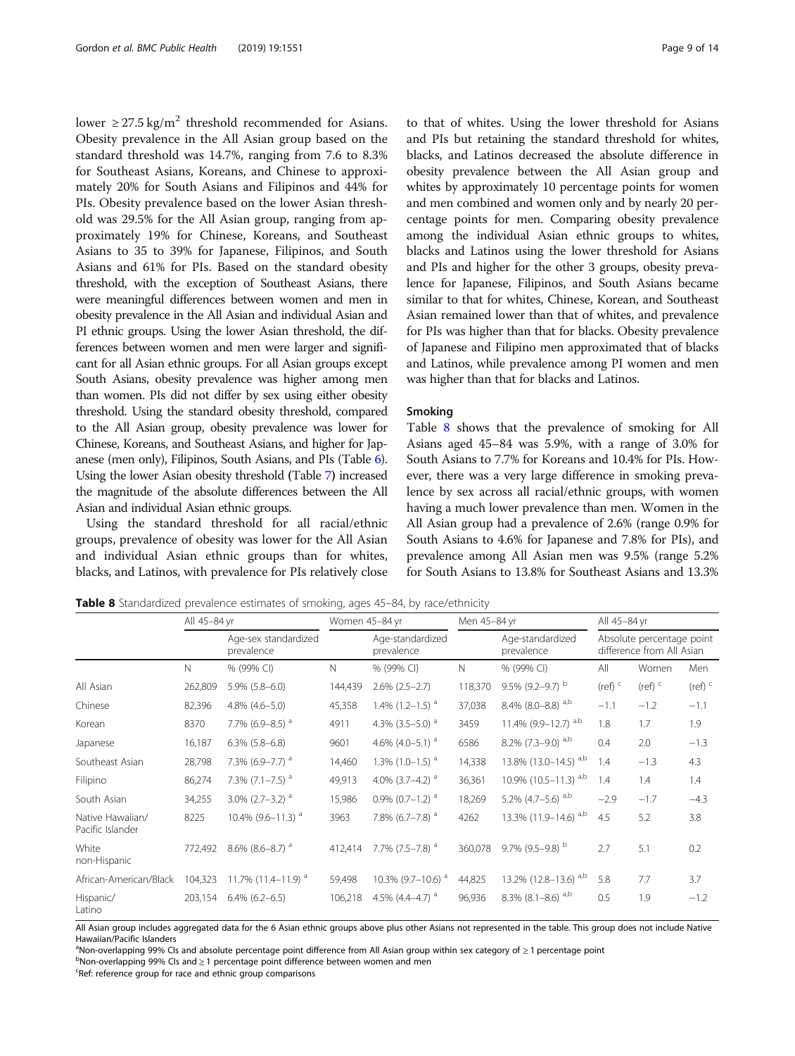lower ≥ 27.5 kg/m$^2$ threshold recommended for Asians. Obesity prevalence in the All Asian group based on the standard threshold was 14.7%, ranging from 7.6 to 8.3% for Southeast Asians, Koreans, and Chinese to approximately 20% for South Asians and Filipinos and 44% for PIs. Obesity prevalence based on the lower Asian threshold was 29.5% for the All Asian group, ranging from approximately 19% for Chinese, Koreans, and Southeast Asians to 35 to 39% for Japanese, Filipinos, and South Asians and 61% for PIs. Based on the standard obesity threshold, with the exception of Southeast Asians, there were meaningful differences between women and men in obesity prevalence in the All Asian and individual Asian and PI ethnic groups. Using the lower Asian threshold, the differences between women and men were larger and significant for all Asian ethnic groups. For all Asian groups except South Asians, obesity prevalence was higher among men than women. PIs did not differ by sex using either obesity threshold. Using the standard obesity threshold, compared to the All Asian group, obesity prevalence was lower for Chinese, Koreans, and Southeast Asians, and higher for Japanese (men only), Filipinos, South Asians, and PIs (Table 6). Using the lower Asian obesity threshold (Table 7) increased the magnitude of the absolute differences between the All Asian and individual Asian ethnic groups.

Using the standard threshold for all racial/ethnic groups, prevalence of obesity was lower for the All Asian and individual Asian ethnic groups than for whites, blacks, and Latinos, with prevalence for PIs relatively close to that of whites. Using the lower threshold for Asians and PIs but retaining the standard threshold for whites, blacks, and Latinos decreased the absolute difference in obesity prevalence between the All Asian group and whites by approximately 10 percentage points for women and men combined and women only and by nearly 20 percentage points for men. Comparing obesity prevalence among the individual Asian ethnic groups to whites, blacks and Latinos using the lower threshold for Asians and PIs and higher for the other 3 groups, obesity prevalence for Japanese, Filipinos, and South Asians became similar to that for whites, Chinese, Korean, and Southeast Asian remained lower than that of whites, and prevalence for PIs was higher than that for blacks. Obesity prevalence of Japanese and Filipino men approximated that of blacks and Latinos, while prevalence among PI women and men was higher than that for blacks and Latinos.

## Smoking

Table 8 shows that the prevalence of smoking for All Asians aged 45–84 was 5.9%, with a range of 3.0% for South Asians to 7.7% for Koreans and 10.4% for PIs. However, there was a very large difference in smoking prevalence by sex across all racial/ethnic groups, with women having a much lower prevalence than men. Women in the All Asian group had a prevalence of 2.6% (range 0.9% for South Asians to 4.6% for Japanese and 7.8% for PIs), and prevalence among All Asian men was 9.5% (range 5.2% for South Asians to 13.8% for Southeast Asians and 13.3%

**Table 8** Standardized prevalence estimates of smoking, ages 45–84, by race/ethnicity

| | All 45–84 yr | | Women 45–84 yr | | Men 45–84 yr | | All 45–84 yr | | |
|---|---|---|---|---|---|---|---|---|---|
| | | Age-sex standardized prevalence | | Age-standardized prevalence | | Age-standardized prevalence | Absolute percentage point difference from All Asian | | |
| | N | % (99% CI) | N | % (99% CI) | N | % (99% CI) | All | Women | Men |
| All Asian | 262,809 | 5.9% (5.8–6.0) | 144,439 | 2.6% (2.5–2.7) | 118,370 | 9.5% (9.2–9.7) [b] | (ref) [c] | (ref) [c] | (ref) [c] |
| Chinese | 82,396 | 4.8% (4.6–5.0) | 45,358 | 1.4% (1.2–1.5) [a] | 37,038 | 8.4% (8.0–8.8) [a,b] | −1.1 | −1.2 | −1.1 |
| Korean | 8370 | 7.7% (6.9–8.5) [a] | 4911 | 4.3% (3.5–5.0) [a] | 3459 | 11.4% (9.9–12.7) [a,b] | 1.8 | 1.7 | 1.9 |
| Japanese | 16,187 | 6.3% (5.8–6.8) | 9601 | 4.6% (4.0–5.1) [a] | 6586 | 8.2% (7.3–9.0) [a,b] | 0.4 | 2.0 | −1.3 |
| Southeast Asian | 28,798 | 7.3% (6.9–7.7) [a] | 14,460 | 1.3% (1.0–1.5) [a] | 14,338 | 13.8% (13.0–14.5) [a,b] | 1.4 | −1.3 | 4.3 |
| Filipino | 86,274 | 7.3% (7.1–7.5) [a] | 49,913 | 4.0% (3.7–4.2) [a] | 36,361 | 10.9% (10.5–11.3) [a,b] | 1.4 | 1.4 | 1.4 |
| South Asian | 34,255 | 3.0% (2.7–3.2) [a] | 15,986 | 0.9% (0.7–1.2) [a] | 18,269 | 5.2% (4.7–5.6) [a,b] | −2.9 | −1.7 | −4.3 |
| Native Hawaiian/ Pacific Islander | 8225 | 10.4% (9.6–11.3) [a] | 3963 | 7.8% (6.7–7.8) [a] | 4262 | 13.3% (11.9–14.6) [a,b] | 4.5 | 5.2 | 3.8 |
| White non-Hispanic | 772,492 | 8.6% (8.6–8.7) [a] | 412,414 | 7.7% (7.5–7.8) [a] | 360,078 | 9.7% (9.5–9.8) [b] | 2.7 | 5.1 | 0.2 |
| African-American/Black | 104,323 | 11.7% (11.4–11.9) [a] | 59,498 | 10.3% (9.7–10.6) [a] | 44,825 | 13.2% (12.8–13.6) [a,b] | 5.8 | 7.7 | 3.7 |
| Hispanic/ Latino | 203,154 | 6.4% (6.2–6.5) | 106,218 | 4.5% (4.4–4.7) [a] | 96,936 | 8.3% (8.1–8.6) [a,b] | 0.5 | 1.9 | −1.2 |

All Asian group includes aggregated data for the 6 Asian ethnic groups above plus other Asians not represented in the table. This group does not include Native Hawaiian/Pacific Islanders

[a]Non-overlapping 99% CIs and absolute percentage point difference from All Asian group within sex category of ≥ 1 percentage point

[b]Non-overlapping 99% CIs and ≥ 1 percentage point difference between women and men

[c]Ref: reference group for race and ethnic group comparisons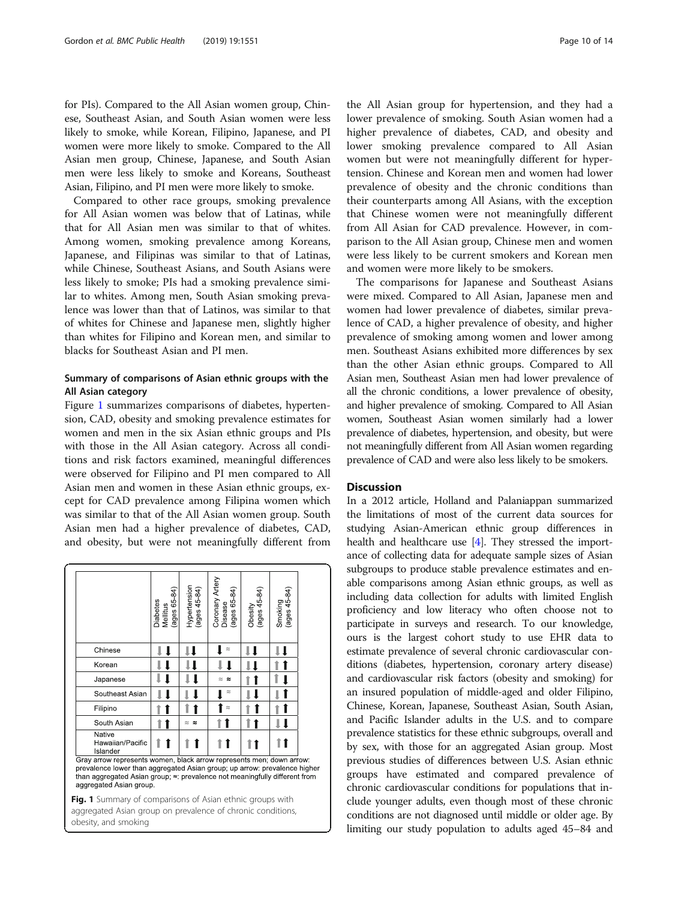for PIs). Compared to the All Asian women group, Chinese, Southeast Asian, and South Asian women were less likely to smoke, while Korean, Filipino, Japanese, and PI women were more likely to smoke. Compared to the All Asian men group, Chinese, Japanese, and South Asian men were less likely to smoke and Koreans, Southeast Asian, Filipino, and PI men were more likely to smoke.

Compared to other race groups, smoking prevalence for All Asian women was below that of Latinas, while that for All Asian men was similar to that of whites. Among women, smoking prevalence among Koreans, Japanese, and Filipinas was similar to that of Latinas, while Chinese, Southeast Asians, and South Asians were less likely to smoke; PIs had a smoking prevalence similar to whites. Among men, South Asian smoking prevalence was lower than that of Latinos, was similar to that of whites for Chinese and Japanese men, slightly higher than whites for Filipino and Korean men, and similar to blacks for Southeast Asian and PI men.

### Summary of comparisons of Asian ethnic groups with the All Asian category

Figure 1 summarizes comparisons of diabetes, hypertension, CAD, obesity and smoking prevalence estimates for women and men in the six Asian ethnic groups and PIs with those in the All Asian category. Across all conditions and risk factors examined, meaningful differences were observed for Filipino and PI men compared to All Asian men and women in these Asian ethnic groups, except for CAD prevalence among Filipina women which was similar to that of the All Asian women group. South Asian men had a higher prevalence of diabetes, CAD, and obesity, but were not meaningfully different from the All Asian group for hypertension, and they had a lower prevalence of smoking. South Asian women had a higher prevalence of diabetes, CAD, and obesity and lower smoking prevalence compared to All Asian women but were not meaningfully different for hypertension. Chinese and Korean men and women had lower prevalence of obesity and the chronic conditions than their counterparts among All Asians, with the exception that Chinese women were not meaningfully different from All Asian for CAD prevalence. However, in comparison to the All Asian group, Chinese men and women were less likely to be current smokers and Korean men and women were more likely to be smokers.

The comparisons for Japanese and Southeast Asians were mixed. Compared to All Asian, Japanese men and women had lower prevalence of diabetes, similar prevalence of CAD, a higher prevalence of obesity, and higher prevalence of smoking among women and lower among men. Southeast Asians exhibited more differences by sex than the other Asian ethnic groups. Compared to All Asian men, Southeast Asian men had lower prevalence of all the chronic conditions, a lower prevalence of obesity, and higher prevalence of smoking. Compared to All Asian women, Southeast Asian women similarly had a lower prevalence of diabetes, hypertension, and obesity, but were not meaningfully different from All Asian women regarding prevalence of CAD and were also less likely to be smokers.

| | Diabetes Mellitus (ages 65-84) | Hypertension (ages 45-84) | Coronary Artery Disease (ages 65-84) | Obesity (ages 45-84) | Smoking (ages 45-84) |
|---|---|---|---|---|---|
| Chinese | ↓ ↓ | ↓ ↓ | ↓ ≈ | ↓ ↓ | ↓ ↓ |
| Korean | ↓ ↓ | ↓ ↓ | ↓ ↓ | ↓ ↓ | ↑ ↑ |
| Japanese | ↓ ↓ | ↓ ↓ | ≈ ≈ | ↑ ↑ | ↑ ↓ |
| Southeast Asian | ↓ ↓ | ↓ ↓ | ↓ ≈ | ↓ ↓ | ↓ ↑ |
| Filipino | ↑ ↑ | ↑ ↑ | ↑ ≈ | ↑ ↑ | ↑ ↑ |
| South Asian | ↑ ↑ | ≈ ≈ | ↑ ↑ | ↑ ↑ | ↓ ↓ |
| Native Hawaiian/Pacific Islander | ↑ ↑ | ↑ ↑ | ↑ ↑ | ↑ ↑ | ↑ ↑ |

Gray arrow represents women, black arrow represents men; down arrow: prevalence lower than aggregated Asian group; up arrow: prevalence higher than aggregated Asian group; ≈: prevalence not meaningfully different from aggregated Asian group.

**Fig. 1** Summary of comparisons of Asian ethnic groups with aggregated Asian group on prevalence of chronic conditions, obesity, and smoking

## Discussion

In a 2012 article, Holland and Palaniappan summarized the limitations of most of the current data sources for studying Asian-American ethnic group differences in health and healthcare use [4]. They stressed the importance of collecting data for adequate sample sizes of Asian subgroups to produce stable prevalence estimates and enable comparisons among Asian ethnic groups, as well as including data collection for adults with limited English proficiency and low literacy who often choose not to participate in surveys and research. To our knowledge, ours is the largest cohort study to use EHR data to estimate prevalence of several chronic cardiovascular conditions (diabetes, hypertension, coronary artery disease) and cardiovascular risk factors (obesity and smoking) for an insured population of middle-aged and older Filipino, Chinese, Korean, Japanese, Southeast Asian, South Asian, and Pacific Islander adults in the U.S. and to compare prevalence statistics for these ethnic subgroups, overall and by sex, with those for an aggregated Asian group. Most previous studies of differences between U.S. Asian ethnic groups have estimated and compared prevalence of chronic cardiovascular conditions for populations that include younger adults, even though most of these chronic conditions are not diagnosed until middle or older age. By limiting our study population to adults aged 45–84 and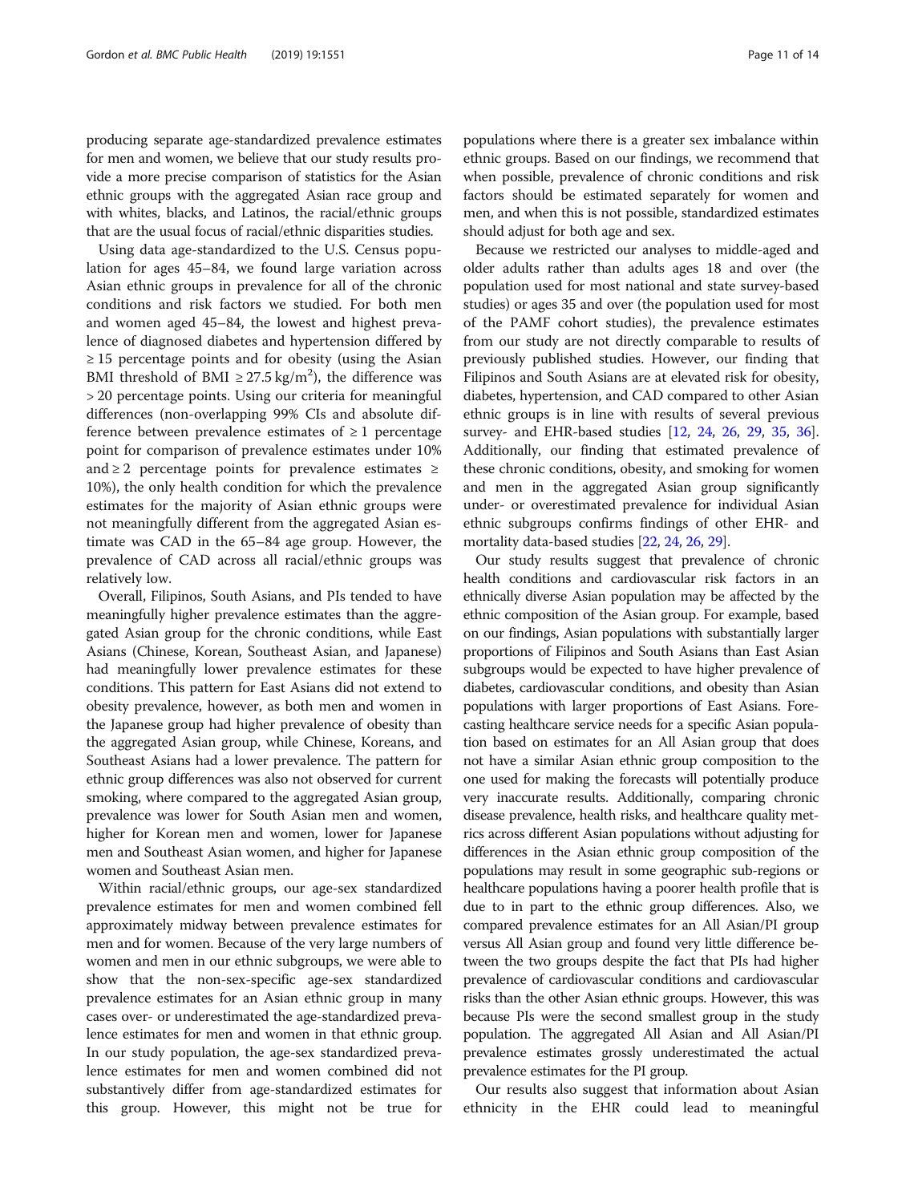producing separate age-standardized prevalence estimates for men and women, we believe that our study results provide a more precise comparison of statistics for the Asian ethnic groups with the aggregated Asian race group and with whites, blacks, and Latinos, the racial/ethnic groups that are the usual focus of racial/ethnic disparities studies.

Using data age-standardized to the U.S. Census population for ages 45–84, we found large variation across Asian ethnic groups in prevalence for all of the chronic conditions and risk factors we studied. For both men and women aged 45–84, the lowest and highest prevalence of diagnosed diabetes and hypertension differed by ≥ 15 percentage points and for obesity (using the Asian BMI threshold of BMI ≥ 27.5 kg/m$^2$), the difference was > 20 percentage points. Using our criteria for meaningful differences (non-overlapping 99% CIs and absolute difference between prevalence estimates of ≥ 1 percentage point for comparison of prevalence estimates under 10% and ≥ 2 percentage points for prevalence estimates ≥ 10%), the only health condition for which the prevalence estimates for the majority of Asian ethnic groups were not meaningfully different from the aggregated Asian estimate was CAD in the 65–84 age group. However, the prevalence of CAD across all racial/ethnic groups was relatively low.

Overall, Filipinos, South Asians, and PIs tended to have meaningfully higher prevalence estimates than the aggregated Asian group for the chronic conditions, while East Asians (Chinese, Korean, Southeast Asian, and Japanese) had meaningfully lower prevalence estimates for these conditions. This pattern for East Asians did not extend to obesity prevalence, however, as both men and women in the Japanese group had higher prevalence of obesity than the aggregated Asian group, while Chinese, Koreans, and Southeast Asians had a lower prevalence. The pattern for ethnic group differences was also not observed for current smoking, where compared to the aggregated Asian group, prevalence was lower for South Asian men and women, higher for Korean men and women, lower for Japanese men and Southeast Asian women, and higher for Japanese women and Southeast Asian men.

Within racial/ethnic groups, our age-sex standardized prevalence estimates for men and women combined fell approximately midway between prevalence estimates for men and for women. Because of the very large numbers of women and men in our ethnic subgroups, we were able to show that the non-sex-specific age-sex standardized prevalence estimates for an Asian ethnic group in many cases over- or underestimated the age-standardized prevalence estimates for men and women in that ethnic group. In our study population, the age-sex standardized prevalence estimates for men and women combined did not substantively differ from age-standardized estimates for this group. However, this might not be true for populations where there is a greater sex imbalance within ethnic groups. Based on our findings, we recommend that when possible, prevalence of chronic conditions and risk factors should be estimated separately for women and men, and when this is not possible, standardized estimates should adjust for both age and sex.

Because we restricted our analyses to middle-aged and older adults rather than adults ages 18 and over (the population used for most national and state survey-based studies) or ages 35 and over (the population used for most of the PAMF cohort studies), the prevalence estimates from our study are not directly comparable to results of previously published studies. However, our finding that Filipinos and South Asians are at elevated risk for obesity, diabetes, hypertension, and CAD compared to other Asian ethnic groups is in line with results of several previous survey- and EHR-based studies [12, 24, 26, 29, 35, 36]. Additionally, our finding that estimated prevalence of these chronic conditions, obesity, and smoking for women and men in the aggregated Asian group significantly under- or overestimated prevalence for individual Asian ethnic subgroups confirms findings of other EHR- and mortality data-based studies [22, 24, 26, 29].

Our study results suggest that prevalence of chronic health conditions and cardiovascular risk factors in an ethnically diverse Asian population may be affected by the ethnic composition of the Asian group. For example, based on our findings, Asian populations with substantially larger proportions of Filipinos and South Asians than East Asian subgroups would be expected to have higher prevalence of diabetes, cardiovascular conditions, and obesity than Asian populations with larger proportions of East Asians. Forecasting healthcare service needs for a specific Asian population based on estimates for an All Asian group that does not have a similar Asian ethnic group composition to the one used for making the forecasts will potentially produce very inaccurate results. Additionally, comparing chronic disease prevalence, health risks, and healthcare quality metrics across different Asian populations without adjusting for differences in the Asian ethnic group composition of the populations may result in some geographic sub-regions or healthcare populations having a poorer health profile that is due to in part to the ethnic group differences. Also, we compared prevalence estimates for an All Asian/PI group versus All Asian group and found very little difference between the two groups despite the fact that PIs had higher prevalence of cardiovascular conditions and cardiovascular risks than the other Asian ethnic groups. However, this was because PIs were the second smallest group in the study population. The aggregated All Asian and All Asian/PI prevalence estimates grossly underestimated the actual prevalence estimates for the PI group.

Our results also suggest that information about Asian ethnicity in the EHR could lead to meaningful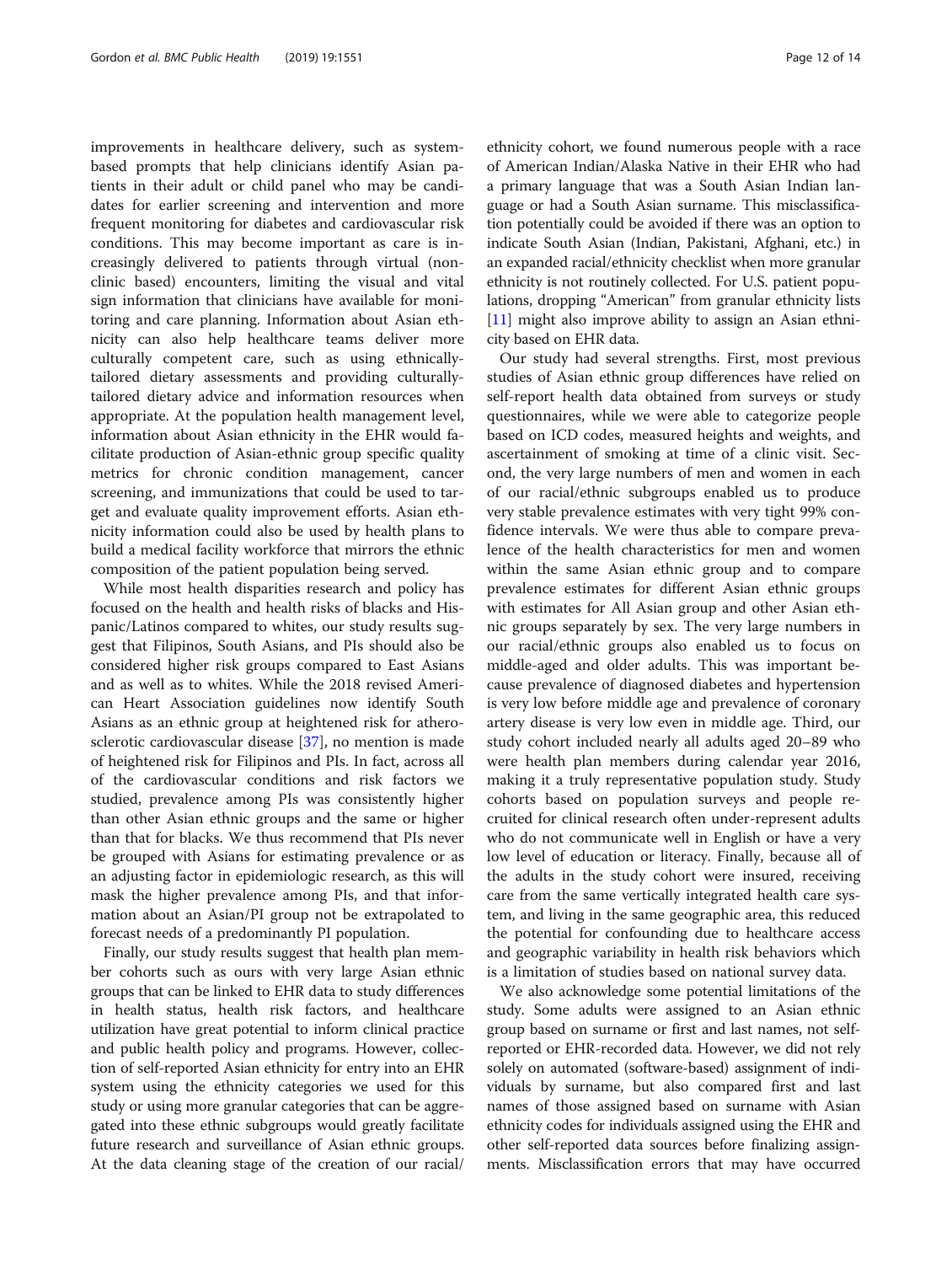improvements in healthcare delivery, such as system-based prompts that help clinicians identify Asian patients in their adult or child panel who may be candidates for earlier screening and intervention and more frequent monitoring for diabetes and cardiovascular risk conditions. This may become important as care is increasingly delivered to patients through virtual (non-clinic based) encounters, limiting the visual and vital sign information that clinicians have available for monitoring and care planning. Information about Asian ethnicity can also help healthcare teams deliver more culturally competent care, such as using culturally-tailored dietary assessments and providing culturally-tailored dietary advice and information resources when appropriate. At the population health management level, information about Asian ethnicity in the EHR would facilitate production of Asian-ethnic group specific quality metrics for chronic condition management, cancer screening, and immunizations that could be used to target and evaluate quality improvement efforts. Asian ethnicity information could also be used by health plans to build a medical facility workforce that mirrors the ethnic composition of the patient population being served.

While most health disparities research and policy has focused on the health and health risks of blacks and Hispanic/Latinos compared to whites, our study results suggest that Filipinos, South Asians, and PIs should also be considered higher risk groups compared to East Asians and as well as to whites. While the 2018 revised American Heart Association guidelines now identify South Asians as an ethnic group at heightened risk for atherosclerotic cardiovascular disease [37], no mention is made of heightened risk for Filipinos and PIs. In fact, across all of the cardiovascular conditions and risk factors we studied, prevalence among PIs was consistently higher than other Asian ethnic groups and the same or higher than that for blacks. We thus recommend that PIs never be grouped with Asians for estimating prevalence or as an adjusting factor in epidemiologic research, as this will mask the higher prevalence among PIs, and that information about an Asian/PI group not be extrapolated to forecast needs of a predominantly PI population.

Finally, our study results suggest that health plan member cohorts such as ours with very large Asian ethnic groups that can be linked to EHR data to study differences in health status, health risk factors, and healthcare utilization have great potential to inform clinical practice and public health policy and programs. However, collection of self-reported Asian ethnicity for entry into an EHR system using the ethnicity categories we used for this study or using more granular categories that can be aggregated into these ethnic subgroups would greatly facilitate future research and surveillance of Asian ethnic groups. At the data cleaning stage of the creation of our racial/ethnicity cohort, we found numerous people with a race of American Indian/Alaska Native in their EHR who had a primary language that was a South Asian Indian language or had a South Asian surname. This misclassification potentially could be avoided if there was an option to indicate South Asian (Indian, Pakistani, Afghani, etc.) in an expanded racial/ethnicity checklist when more granular ethnicity is not routinely collected. For U.S. patient populations, dropping "American" from granular ethnicity lists [11] might also improve ability to assign an Asian ethnicity based on EHR data.

Our study had several strengths. First, most previous studies of Asian ethnic group differences have relied on self-report health data obtained from surveys or study questionnaires, while we were able to categorize people based on ICD codes, measured heights and weights, and ascertainment of smoking at time of a clinic visit. Second, the very large numbers of men and women in each of our racial/ethnic subgroups enabled us to produce very stable prevalence estimates with very tight 99% confidence intervals. We were thus able to compare prevalence of the health characteristics for men and women within the same Asian ethnic group and to compare prevalence estimates for different Asian ethnic groups with estimates for All Asian group and other Asian ethnic groups separately by sex. The very large numbers in our racial/ethnic groups also enabled us to focus on middle-aged and older adults. This was important because prevalence of diagnosed diabetes and hypertension is very low before middle age and prevalence of coronary artery disease is very low even in middle age. Third, our study cohort included nearly all adults aged 20–89 who were health plan members during calendar year 2016, making it a truly representative population study. Study cohorts based on population surveys and people recruited for clinical research often under-represent adults who do not communicate well in English or have a very low level of education or literacy. Finally, because all of the adults in the study cohort were insured, receiving care from the same vertically integrated health care system, and living in the same geographic area, this reduced the potential for confounding due to healthcare access and geographic variability in health risk behaviors which is a limitation of studies based on national survey data.

We also acknowledge some potential limitations of the study. Some adults were assigned to an Asian ethnic group based on surname or first and last names, not self-reported or EHR-recorded data. However, we did not rely solely on automated (software-based) assignment of individuals by surname, but also compared first and last names of those assigned based on surname with Asian ethnicity codes for individuals assigned using the EHR and other self-reported data sources before finalizing assignments. Misclassification errors that may have occurred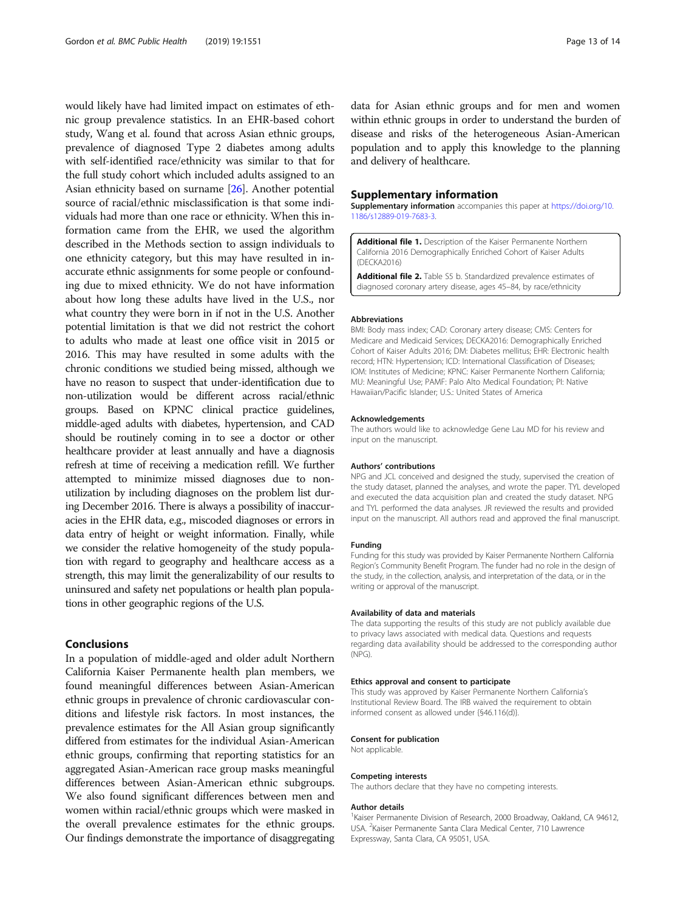would likely have had limited impact on estimates of ethnic group prevalence statistics. In an EHR-based cohort study, Wang et al. found that across Asian ethnic groups, prevalence of diagnosed Type 2 diabetes among adults with self-identified race/ethnicity was similar to that for the full study cohort which included adults assigned to an Asian ethnicity based on surname [26]. Another potential source of racial/ethnic misclassification is that some individuals had more than one race or ethnicity. When this information came from the EHR, we used the algorithm described in the Methods section to assign individuals to one ethnicity category, but this may have resulted in inaccurate ethnic assignments for some people or confounding due to mixed ethnicity. We do not have information about how long these adults have lived in the U.S., nor what country they were born in if not in the U.S. Another potential limitation is that we did not restrict the cohort to adults who made at least one office visit in 2015 or 2016. This may have resulted in some adults with the chronic conditions we studied being missed, although we have no reason to suspect that under-identification due to non-utilization would be different across racial/ethnic groups. Based on KPNC clinical practice guidelines, middle-aged adults with diabetes, hypertension, and CAD should be routinely coming in to see a doctor or other healthcare provider at least annually and have a diagnosis refresh at time of receiving a medication refill. We further attempted to minimize missed diagnoses due to non-utilization by including diagnoses on the problem list during December 2016. There is always a possibility of inaccuracies in the EHR data, e.g., miscoded diagnoses or errors in data entry of height or weight information. Finally, while we consider the relative homogeneity of the study population with regard to geography and healthcare access as a strength, this may limit the generalizability of our results to uninsured and safety net populations or health plan populations in other geographic regions of the U.S.

## Conclusions

In a population of middle-aged and older adult Northern California Kaiser Permanente health plan members, we found meaningful differences between Asian-American ethnic groups in prevalence of chronic cardiovascular conditions and lifestyle risk factors. In most instances, the prevalence estimates for the All Asian group significantly differed from estimates for the individual Asian-American ethnic groups, confirming that reporting statistics for an aggregated Asian-American race group masks meaningful differences between Asian-American ethnic subgroups. We also found significant differences between men and women within racial/ethnic groups which were masked in the overall prevalence estimates for the ethnic groups. Our findings demonstrate the importance of disaggregating data for Asian ethnic groups and for men and women within ethnic groups in order to understand the burden of disease and risks of the heterogeneous Asian-American population and to apply this knowledge to the planning and delivery of healthcare.

## Supplementary information

**Supplementary information** accompanies this paper at https://doi.org/10.1186/s12889-019-7683-3.

**Additional file 1.** Description of the Kaiser Permanente Northern California 2016 Demographically Enriched Cohort of Kaiser Adults (DECKA2016)

**Additional file 2.** Table S5 b. Standardized prevalence estimates of diagnosed coronary artery disease, ages 45–84, by race/ethnicity

#### Abbreviations

BMI: Body mass index; CAD: Coronary artery disease; CMS: Centers for Medicare and Medicaid Services; DECKA2016: Demographically Enriched Cohort of Kaiser Adults 2016; DM: Diabetes mellitus; EHR: Electronic health record; HTN: Hypertension; ICD: International Classification of Diseases; IOM: Institutes of Medicine; KPNC: Kaiser Permanente Northern California; MU: Meaningful Use; PAMF: Palo Alto Medical Foundation; PI: Native Hawaiian/Pacific Islander; U.S.: United States of America

#### Acknowledgements

The authors would like to acknowledge Gene Lau MD for his review and input on the manuscript.

#### Authors' contributions

NPG and JCL conceived and designed the study, supervised the creation of the study dataset, planned the analyses, and wrote the paper. TYL developed and executed the data acquisition plan and created the study dataset. NPG and TYL performed the data analyses. JR reviewed the results and provided input on the manuscript. All authors read and approved the final manuscript.

#### Funding

Funding for this study was provided by Kaiser Permanente Northern California Region's Community Benefit Program. The funder had no role in the design of the study, in the collection, analysis, and interpretation of the data, or in the writing or approval of the manuscript.

#### Availability of data and materials

The data supporting the results of this study are not publicly available due to privacy laws associated with medical data. Questions and requests regarding data availability should be addressed to the corresponding author (NPG).

#### Ethics approval and consent to participate

This study was approved by Kaiser Permanente Northern California's Institutional Review Board. The IRB waived the requirement to obtain informed consent as allowed under {§46.116(d)}.

#### Consent for publication

Not applicable.

#### Competing interests

The authors declare that they have no competing interests.

#### Author details

[1]Kaiser Permanente Division of Research, 2000 Broadway, Oakland, CA 94612, USA. [2]Kaiser Permanente Santa Clara Medical Center, 710 Lawrence Expressway, Santa Clara, CA 95051, USA.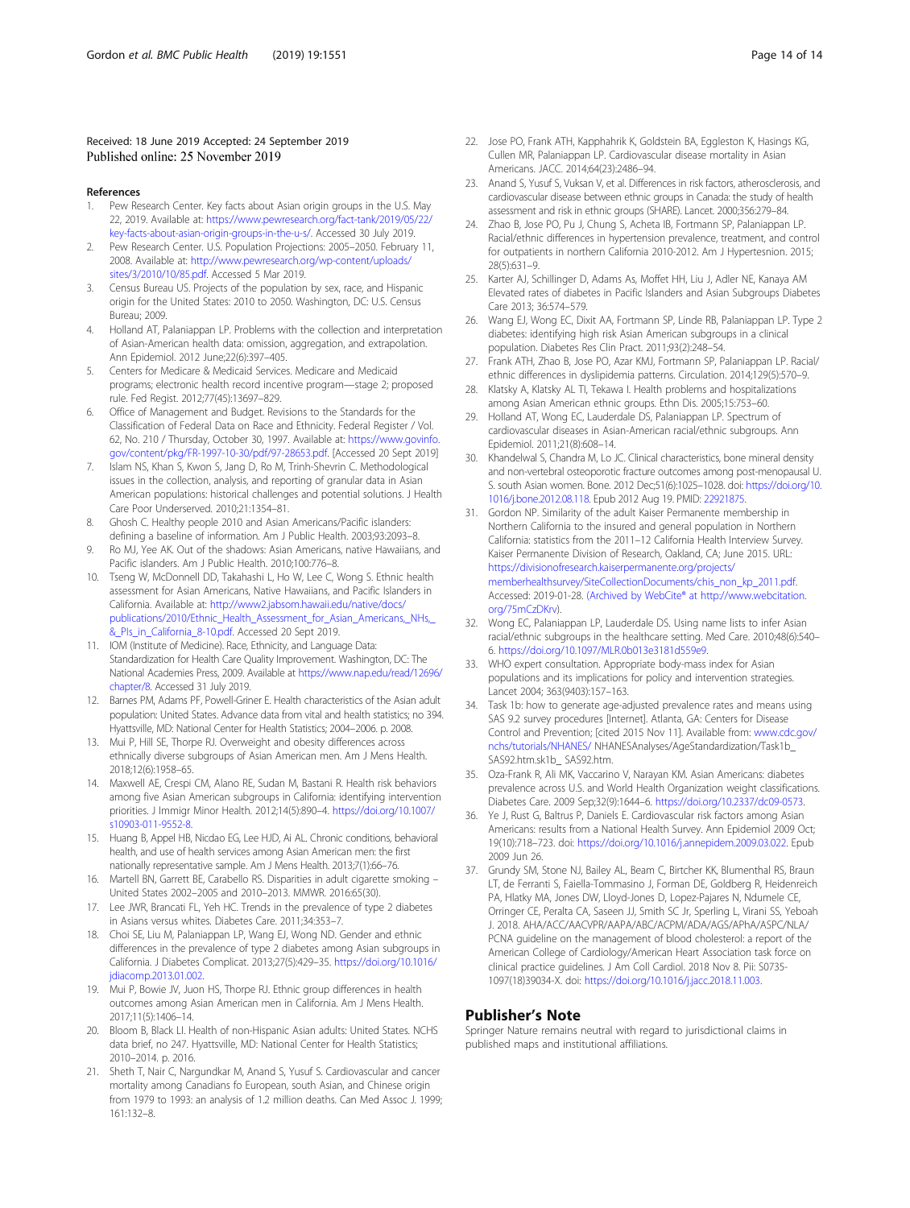Received: 18 June 2019 Accepted: 24 September 2019
Published online: 25 November 2019

## References

1. Pew Research Center. Key facts about Asian origin groups in the U.S. May 22, 2019. Available at: https://www.pewresearch.org/fact-tank/2019/05/22/key-facts-about-asian-origin-groups-in-the-u-s/. Accessed 30 July 2019.
2. Pew Research Center. U.S. Population Projections: 2005–2050. February 11, 2008. Available at: http://www.pewresearch.org/wp-content/uploads/sites/3/2010/10/85.pdf. Accessed 5 Mar 2019.
3. Census Bureau US. Projects of the population by sex, race, and Hispanic origin for the United States: 2010 to 2050. Washington, DC: U.S. Census Bureau; 2009.
4. Holland AT, Palaniappan LP. Problems with the collection and interpretation of Asian-American health data: omission, aggregation, and extrapolation. Ann Epidemiol. 2012 June;22(6):397–405.
5. Centers for Medicare & Medicaid Services. Medicare and Medicaid programs; electronic health record incentive program—stage 2; proposed rule. Fed Regist. 2012;77(45):13697–829.
6. Office of Management and Budget. Revisions to the Standards for the Classification of Federal Data on Race and Ethnicity. Federal Register / Vol. 62, No. 210 / Thursday, October 30, 1997. Available at: https://www.govinfo.gov/content/pkg/FR-1997-10-30/pdf/97-28653.pdf. [Accessed 20 Sept 2019]
7. Islam NS, Khan S, Kwon S, Jang D, Ro M, Trinh-Shevrin C. Methodological issues in the collection, analysis, and reporting of granular data in Asian American populations: historical challenges and potential solutions. J Health Care Poor Underserved. 2010;21:1354–81.
8. Ghosh C. Healthy people 2010 and Asian Americans/Pacific islanders: defining a baseline of information. Am J Public Health. 2003;93:2093–8.
9. Ro MJ, Yee AK. Out of the shadows: Asian Americans, native Hawaiians, and Pacific islanders. Am J Public Health. 2010;100:776–8.
10. Tseng W, McDonnell DD, Takahashi L, Ho W, Lee C, Wong S. Ethnic health assessment for Asian Americans, Native Hawaiians, and Pacific Islanders in California. Available at: http://www2.jabsom.hawaii.edu/native/docs/publications/2010/Ethnic_Health_Assessment_for_Asian_Americans,_NHs,_&_PIs_in_California_8-10.pdf. Accessed 20 Sept 2019.
11. IOM (Institute of Medicine). Race, Ethnicity, and Language Data: Standardization for Health Care Quality Improvement. Washington, DC: The National Academies Press, 2009. Available at https://www.nap.edu/read/12696/chapter/8. Accessed 31 July 2019.
12. Barnes PM, Adams PF, Powell-Griner E. Health characteristics of the Asian adult population: United States. Advance data from vital and health statistics; no 394. Hyattsville, MD: National Center for Health Statistics; 2004–2006. p. 2008.
13. Mui P, Hill SE, Thorpe RJ. Overweight and obesity differences across ethnically diverse subgroups of Asian American men. Am J Mens Health. 2018;12(6):1958–65.
14. Maxwell AE, Crespi CM, Alano RE, Sudan M, Bastani R. Health risk behaviors among five Asian American subgroups in California: identifying intervention priorities. J Immigr Minor Health. 2012;14(5):890–4. https://doi.org/10.1007/s10903-011-9552-8.
15. Huang B, Appel HB, Nicdao EG, Lee HJD, Ai AL. Chronic conditions, behavioral health, and use of health services among Asian American men: the first nationally representative sample. Am J Mens Health. 2013;7(1):66–76.
16. Martell BN, Garrett BE, Carabello RS. Disparities in adult cigarette smoking – United States 2002–2005 and 2010–2013. MMWR. 2016:65(30).
17. Lee JWR, Brancati FL, Yeh HC. Trends in the prevalence of type 2 diabetes in Asians versus whites. Diabetes Care. 2011;34:353–7.
18. Choi SE, Liu M, Palaniappan LP, Wang EJ, Wong ND. Gender and ethnic differences in the prevalence of type 2 diabetes among Asian subgroups in California. J Diabetes Complicat. 2013;27(5):429–35. https://doi.org/10.1016/jdiacomp.2013.01.002.
19. Mui P, Bowie JV, Juon HS, Thorpe RJ. Ethnic group differences in health outcomes among Asian American men in California. Am J Mens Health. 2017;11(5):1406–14.
20. Bloom B, Black LI. Health of non-Hispanic Asian adults: United States. NCHS data brief, no 247. Hyattsville, MD: National Center for Health Statistics; 2010–2014. p. 2016.
21. Sheth T, Nair C, Nargundkar M, Anand S, Yusuf S. Cardiovascular and cancer mortality among Canadians fo European, south Asian, and Chinese origin from 1979 to 1993: an analysis of 1.2 million deaths. Can Med Assoc J. 1999;161:132–8.
22. Jose PO, Frank ATH, Kapphahrik K, Goldstein BA, Eggleston K, Hasings KG, Cullen MR, Palaniappan LP. Cardiovascular disease mortality in Asian Americans. JACC. 2014;64(23):2486–94.
23. Anand S, Yusuf S, Vuksan V, et al. Differences in risk factors, atherosclerosis, and cardiovascular disease between ethnic groups in Canada: the study of health assessment and risk in ethnic groups (SHARE). Lancet. 2000;356:279–84.
24. Zhao B, Jose PO, Pu J, Chung S, Acheta IB, Fortmann SP, Palaniappan LP. Racial/ethnic differences in hypertension prevalence, treatment, and control for outpatients in northern California 2010-2012. Am J Hypertesnion. 2015;28(5):631–9.
25. Karter AJ, Schillinger D, Adams As, Moffet HH, Liu J, Adler NE, Kanaya AM Elevated rates of diabetes in Pacific Islanders and Asian Subgroups Diabetes Care 2013; 36:574–579.
26. Wang EJ, Wong EC, Dixit AA, Fortmann SP, Linde RB, Palaniappan LP. Type 2 diabetes: identifying high risk Asian American subgroups in a clinical population. Diabetes Res Clin Pract. 2011;93(2):248–54.
27. Frank ATH, Zhao B, Jose PO, Azar KMJ, Fortmann SP, Palaniappan LP. Racial/ethnic differences in dyslipidemia patterns. Circulation. 2014;129(5):570–9.
28. Klatsky A, Klatsky AL TI, Tekawa I. Health problems and hospitalizations among Asian American ethnic groups. Ethn Dis. 2005;15:753–60.
29. Holland AT, Wong EC, Lauderdale DS, Palaniappan LP. Spectrum of cardiovascular diseases in Asian-American racial/ethnic subgroups. Ann Epidemiol. 2011;21(8):608–14.
30. Khandelwal S, Chandra M, Lo JC. Clinical characteristics, bone mineral density and non-vertebral osteoporotic fracture outcomes among post-menopausal U. S. south Asian women. Bone. 2012 Dec;51(6):1025–1028. doi: https://doi.org/10.1016/j.bone.2012.08.118. Epub 2012 Aug 19. PMID: 22921875.
31. Gordon NP. Similarity of the adult Kaiser Permanente membership in Northern California to the insured and general population in Northern California: statistics from the 2011–12 California Health Interview Survey. Kaiser Permanente Division of Research, Oakland, CA; June 2015. URL: https://divisionofresearch.kaiserpermanente.org/projects/memberhealthsurvey/SiteCollectionDocuments/chis_non_kp_2011.pdf. Accessed: 2019-01-28. (Archived by WebCite® at http://www.webcitation.org/75mCzDKrv).
32. Wong EC, Palaniappan LP, Lauderdale DS. Using name lists to infer Asian racial/ethnic subgroups in the healthcare setting. Med Care. 2010;48(6):540–6. https://doi.org/10.1097/MLR.0b013e3181d559e9.
33. WHO expert consultation. Appropriate body-mass index for Asian populations and its implications for policy and intervention strategies. Lancet 2004; 363(9403):157–163.
34. Task 1b: how to generate age-adjusted prevalence rates and means using SAS 9.2 survey procedures [Internet]. Atlanta, GA: Centers for Disease Control and Prevention; [cited 2015 Nov 11]. Available from: www.cdc.gov/nchs/tutorials/NHANES/ NHANESAnalyses/AgeStandardization/Task1b_SAS92.htm.sk1b_ SAS92.htm.
35. Oza-Frank R, Ali MK, Vaccarino V, Narayan KM. Asian Americans: diabetes prevalence across U.S. and World Health Organization weight classifications. Diabetes Care. 2009 Sep;32(9):1644–6. https://doi.org/10.2337/dc09-0573.
36. Ye J, Rust G, Baltrus P, Daniels E. Cardiovascular risk factors among Asian Americans: results from a National Health Survey. Ann Epidemiol 2009 Oct; 19(10):718–723. doi: https://doi.org/10.1016/j.annepidem.2009.03.022. Epub 2009 Jun 26.
37. Grundy SM, Stone NJ, Bailey AL, Beam C, Birtcher KK, Blumenthal RS, Braun LT, de Ferranti S, Faiella-Tommasino J, Forman DE, Goldberg R, Heidenreich PA, Hlatky MA, Jones DW, Lloyd-Jones D, Lopez-Pajares N, Ndumele CE, Orringer CE, Peralta CA, Saseen JJ, Smith SC Jr, Sperling L, Virani SS, Yeboah J. 2018. AHA/ACC/AACVPR/AAPA/ABC/ACPM/ADA/AGS/APhA/ASPC/NLA/PCNA guideline on the management of blood cholesterol: a report of the American College of Cardiology/American Heart Association task force on clinical practice guidelines. J Am Coll Cardiol. 2018 Nov 8. Pii: S0735-1097(18)39034-X. doi: https://doi.org/10.1016/j.jacc.2018.11.003.

## Publisher's Note

Springer Nature remains neutral with regard to jurisdictional claims in published maps and institutional affiliations.